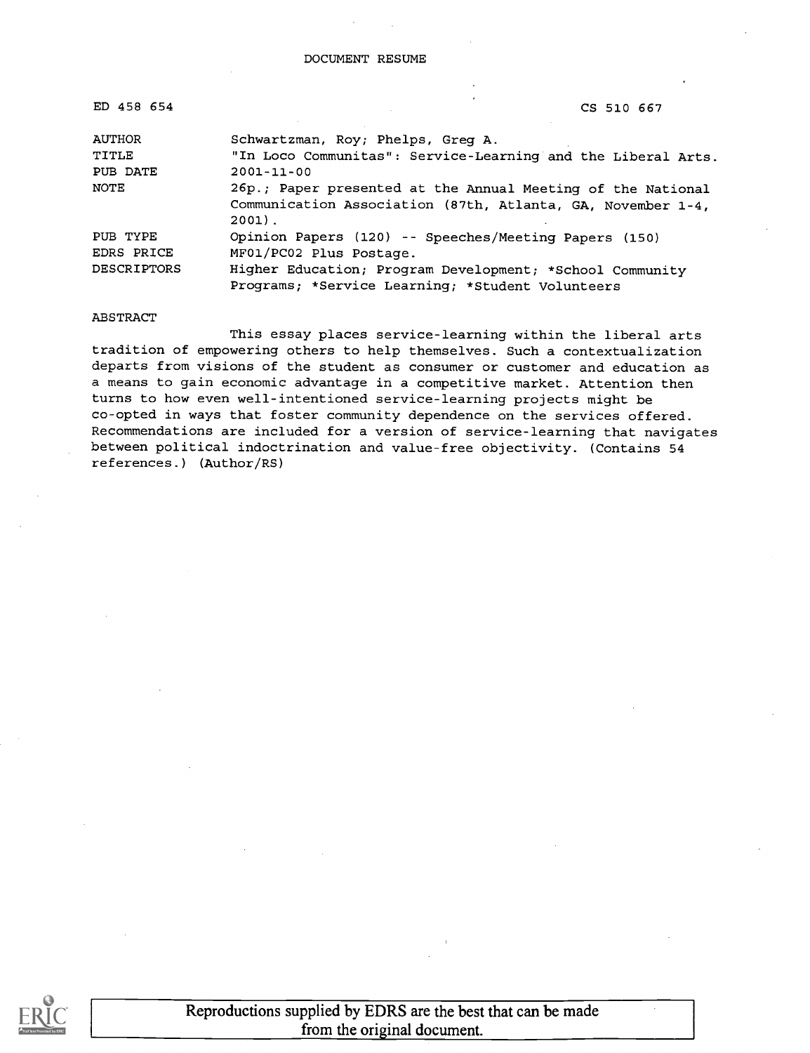DOCUMENT RESUME

ED 458 654 CS 510 667

| | |
|---|---|
| AUTHOR | Schwartzman, Roy; Phelps, Greg A. |
| TITLE | "In Loco Communitas": Service-Learning and the Liberal Arts. |
| PUB DATE | 2001-11-00 |
| NOTE | 26p.; Paper presented at the Annual Meeting of the National Communication Association (87th, Atlanta, GA, November 1-4, 2001). |
| PUB TYPE | Opinion Papers (120) -- Speeches/Meeting Papers (150) |
| EDRS PRICE | MF01/PC02 Plus Postage. |
| DESCRIPTORS | Higher Education; Program Development; *School Community Programs; *Service Learning; *Student Volunteers |

ABSTRACT

This essay places service-learning within the liberal arts tradition of empowering others to help themselves. Such a contextualization departs from visions of the student as consumer or customer and education as a means to gain economic advantage in a competitive market. Attention then turns to how even well-intentioned service-learning projects might be co-opted in ways that foster community dependence on the services offered. Recommendations are included for a version of service-learning that navigates between political indoctrination and value-free objectivity. (Contains 54 references.) (Author/RS)

Reproductions supplied by EDRS are the best that can be made from the original document.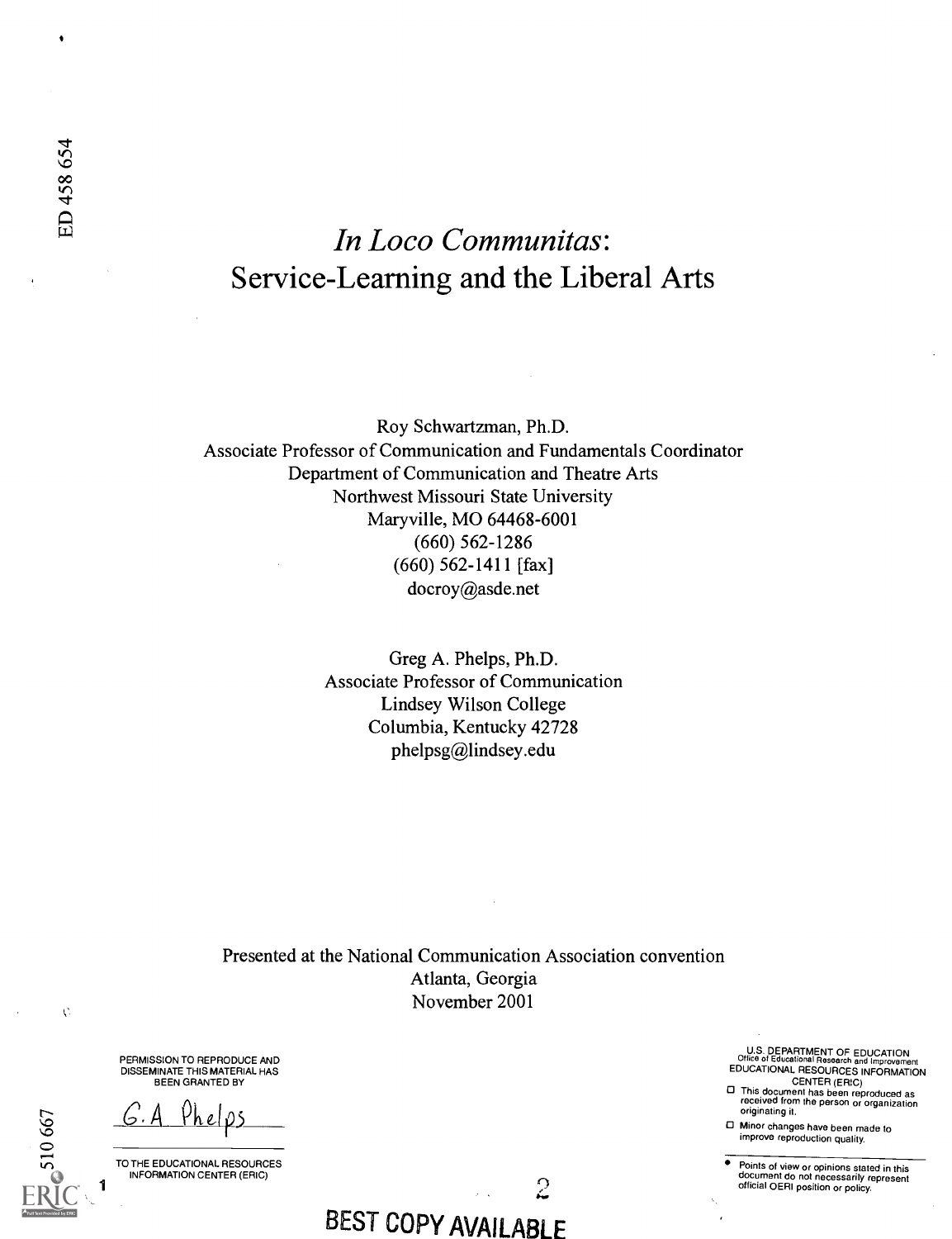ED 458 654

# *In Loco Communitas*: Service-Learning and the Liberal Arts

Roy Schwartzman, Ph.D.
Associate Professor of Communication and Fundamentals Coordinator
Department of Communication and Theatre Arts
Northwest Missouri State University
Maryville, MO 64468-6001
(660) 562-1286
(660) 562-1411 [fax]
docroy@asde.net

Greg A. Phelps, Ph.D.
Associate Professor of Communication
Lindsey Wilson College
Columbia, Kentucky 42728
phelpsg@lindsey.edu

Presented at the National Communication Association convention
Atlanta, Georgia
November 2001

PERMISSION TO REPRODUCE AND DISSEMINATE THIS MATERIAL HAS BEEN GRANTED BY

G. A Phelps

TO THE EDUCATIONAL RESOURCES INFORMATION CENTER (ERIC)

U.S. DEPARTMENT OF EDUCATION
Office of Educational Research and Improvement
EDUCATIONAL RESOURCES INFORMATION CENTER (ERIC)

- This document has been reproduced as received from the person or organization originating it.
- Minor changes have been made to improve reproduction quality.

- Points of view or opinions stated in this document do not necessarily represent official OERI position or policy.

510 667

BEST COPY AVAILABLE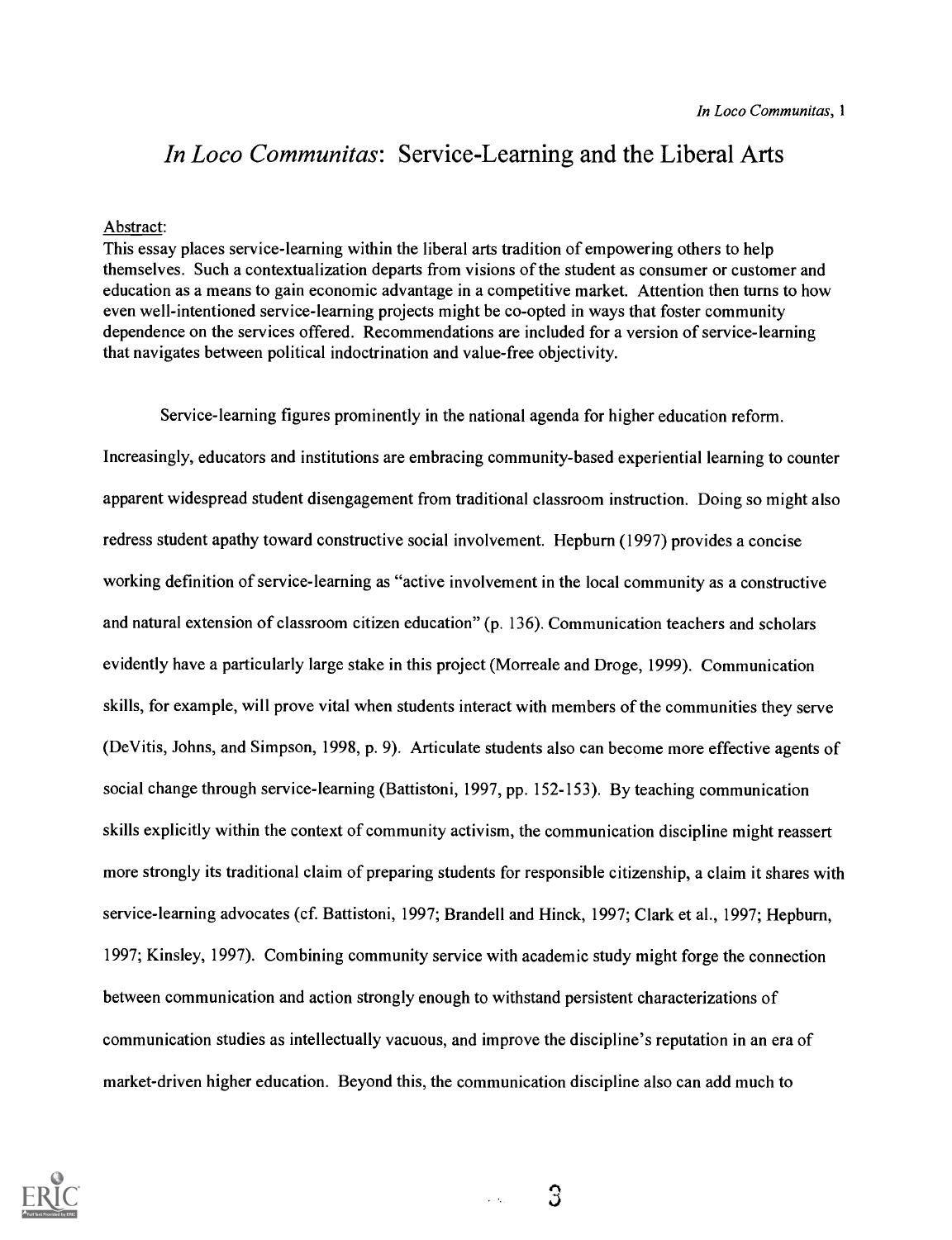# *In Loco Communitas*: Service-Learning and the Liberal Arts

Abstract:
This essay places service-learning within the liberal arts tradition of empowering others to help themselves. Such a contextualization departs from visions of the student as consumer or customer and education as a means to gain economic advantage in a competitive market. Attention then turns to how even well-intentioned service-learning projects might be co-opted in ways that foster community dependence on the services offered. Recommendations are included for a version of service-learning that navigates between political indoctrination and value-free objectivity.

Service-learning figures prominently in the national agenda for higher education reform. Increasingly, educators and institutions are embracing community-based experiential learning to counter apparent widespread student disengagement from traditional classroom instruction. Doing so might also redress student apathy toward constructive social involvement. Hepburn (1997) provides a concise working definition of service-learning as "active involvement in the local community as a constructive and natural extension of classroom citizen education" (p. 136). Communication teachers and scholars evidently have a particularly large stake in this project (Morreale and Droge, 1999). Communication skills, for example, will prove vital when students interact with members of the communities they serve (DeVitis, Johns, and Simpson, 1998, p. 9). Articulate students also can become more effective agents of social change through service-learning (Battistoni, 1997, pp. 152-153). By teaching communication skills explicitly within the context of community activism, the communication discipline might reassert more strongly its traditional claim of preparing students for responsible citizenship, a claim it shares with service-learning advocates (cf. Battistoni, 1997; Brandell and Hinck, 1997; Clark et al., 1997; Hepburn, 1997; Kinsley, 1997). Combining community service with academic study might forge the connection between communication and action strongly enough to withstand persistent characterizations of communication studies as intellectually vacuous, and improve the discipline's reputation in an era of market-driven higher education. Beyond this, the communication discipline also can add much to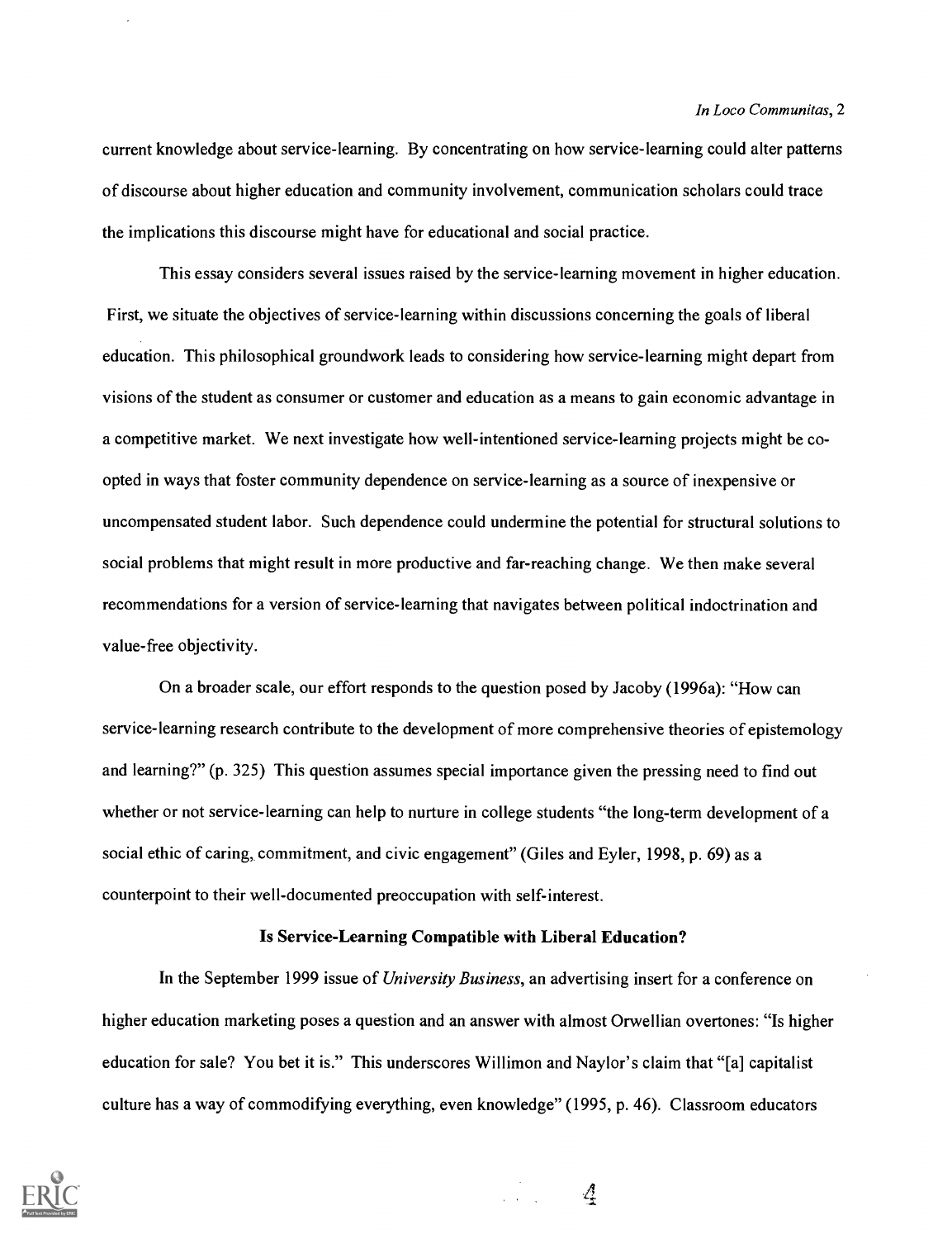current knowledge about service-learning. By concentrating on how service-learning could alter patterns of discourse about higher education and community involvement, communication scholars could trace the implications this discourse might have for educational and social practice.

This essay considers several issues raised by the service-learning movement in higher education. First, we situate the objectives of service-learning within discussions concerning the goals of liberal education. This philosophical groundwork leads to considering how service-learning might depart from visions of the student as consumer or customer and education as a means to gain economic advantage in a competitive market. We next investigate how well-intentioned service-learning projects might be co-opted in ways that foster community dependence on service-learning as a source of inexpensive or uncompensated student labor. Such dependence could undermine the potential for structural solutions to social problems that might result in more productive and far-reaching change. We then make several recommendations for a version of service-learning that navigates between political indoctrination and value-free objectivity.

On a broader scale, our effort responds to the question posed by Jacoby (1996a): "How can service-learning research contribute to the development of more comprehensive theories of epistemology and learning?" (p. 325) This question assumes special importance given the pressing need to find out whether or not service-learning can help to nurture in college students "the long-term development of a social ethic of caring, commitment, and civic engagement" (Giles and Eyler, 1998, p. 69) as a counterpoint to their well-documented preoccupation with self-interest.

## Is Service-Learning Compatible with Liberal Education?

In the September 1999 issue of *University Business*, an advertising insert for a conference on higher education marketing poses a question and an answer with almost Orwellian overtones: "Is higher education for sale? You bet it is." This underscores Willimon and Naylor's claim that "[a] capitalist culture has a way of commodifying everything, even knowledge" (1995, p. 46). Classroom educators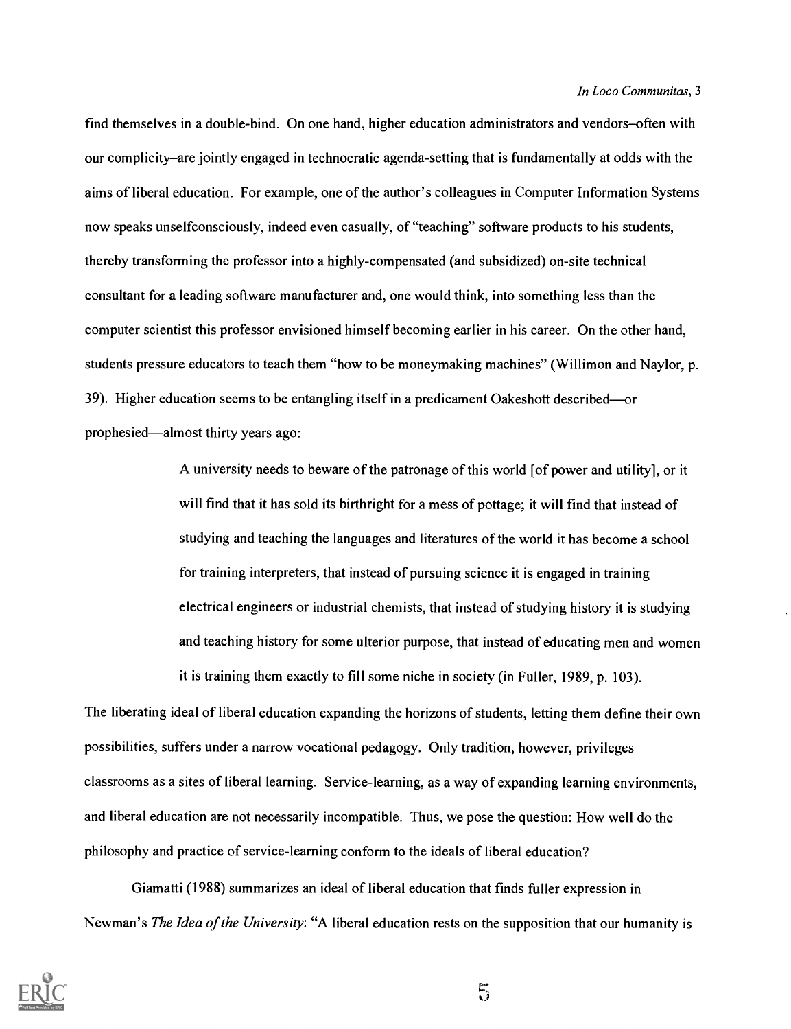find themselves in a double-bind. On one hand, higher education administrators and vendors–often with our complicity–are jointly engaged in technocratic agenda-setting that is fundamentally at odds with the aims of liberal education. For example, one of the author's colleagues in Computer Information Systems now speaks unselfconsciously, indeed even casually, of "teaching" software products to his students, thereby transforming the professor into a highly-compensated (and subsidized) on-site technical consultant for a leading software manufacturer and, one would think, into something less than the computer scientist this professor envisioned himself becoming earlier in his career. On the other hand, students pressure educators to teach them "how to be moneymaking machines" (Willimon and Naylor, p. 39). Higher education seems to be entangling itself in a predicament Oakeshott described—or prophesied—almost thirty years ago:

> A university needs to beware of the patronage of this world [of power and utility], or it will find that it has sold its birthright for a mess of pottage; it will find that instead of studying and teaching the languages and literatures of the world it has become a school for training interpreters, that instead of pursuing science it is engaged in training electrical engineers or industrial chemists, that instead of studying history it is studying and teaching history for some ulterior purpose, that instead of educating men and women it is training them exactly to fill some niche in society (in Fuller, 1989, p. 103).

The liberating ideal of liberal education expanding the horizons of students, letting them define their own possibilities, suffers under a narrow vocational pedagogy. Only tradition, however, privileges classrooms as a sites of liberal learning. Service-learning, as a way of expanding learning environments, and liberal education are not necessarily incompatible. Thus, we pose the question: How well do the philosophy and practice of service-learning conform to the ideals of liberal education?

Giamatti (1988) summarizes an ideal of liberal education that finds fuller expression in Newman's *The Idea of the University*: "A liberal education rests on the supposition that our humanity is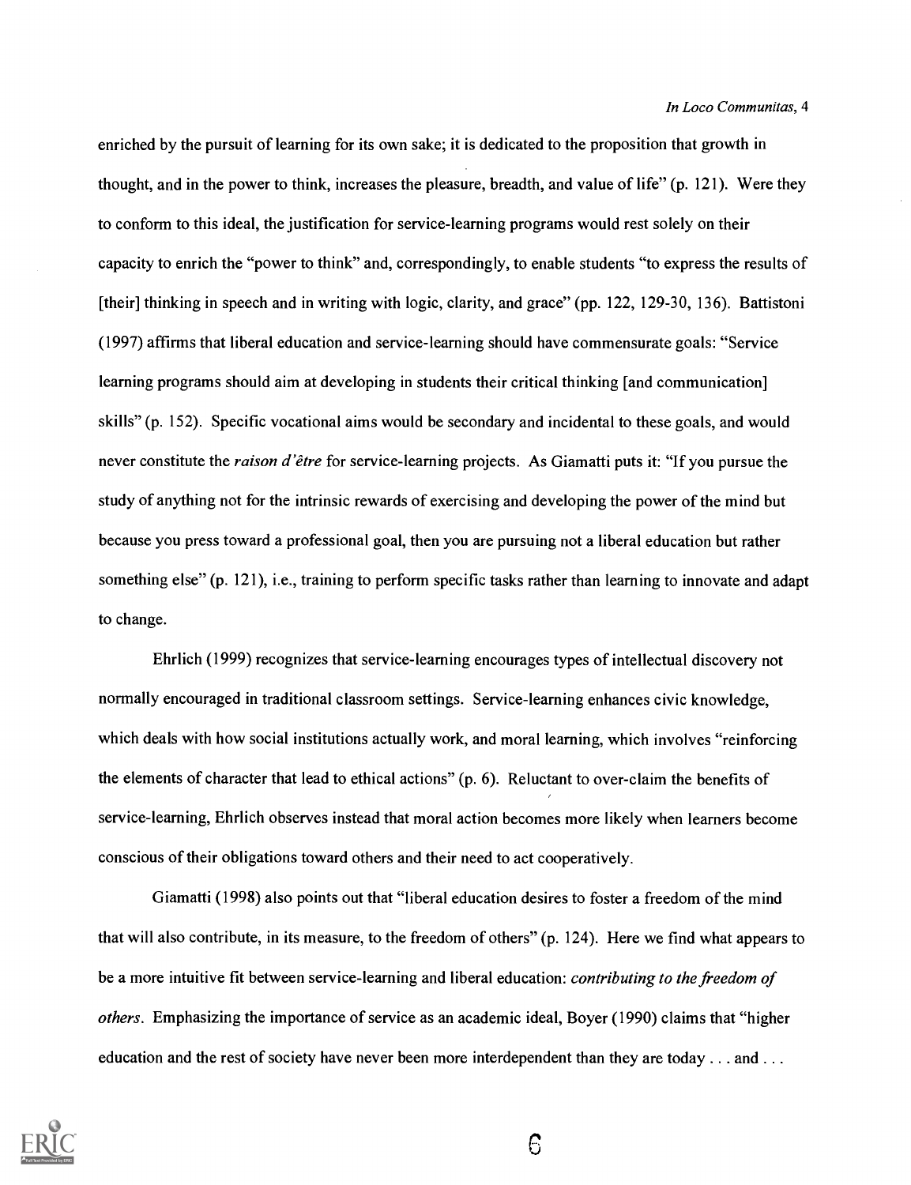enriched by the pursuit of learning for its own sake; it is dedicated to the proposition that growth in thought, and in the power to think, increases the pleasure, breadth, and value of life" (p. 121). Were they to conform to this ideal, the justification for service-learning programs would rest solely on their capacity to enrich the "power to think" and, correspondingly, to enable students "to express the results of [their] thinking in speech and in writing with logic, clarity, and grace" (pp. 122, 129-30, 136). Battistoni (1997) affirms that liberal education and service-learning should have commensurate goals: "Service learning programs should aim at developing in students their critical thinking [and communication] skills" (p. 152). Specific vocational aims would be secondary and incidental to these goals, and would never constitute the *raison d'être* for service-learning projects. As Giamatti puts it: "If you pursue the study of anything not for the intrinsic rewards of exercising and developing the power of the mind but because you press toward a professional goal, then you are pursuing not a liberal education but rather something else" (p. 121), i.e., training to perform specific tasks rather than learning to innovate and adapt to change.

Ehrlich (1999) recognizes that service-learning encourages types of intellectual discovery not normally encouraged in traditional classroom settings. Service-learning enhances civic knowledge, which deals with how social institutions actually work, and moral learning, which involves "reinforcing the elements of character that lead to ethical actions" (p. 6). Reluctant to over-claim the benefits of service-learning, Ehrlich observes instead that moral action becomes more likely when learners become conscious of their obligations toward others and their need to act cooperatively.

Giamatti (1998) also points out that "liberal education desires to foster a freedom of the mind that will also contribute, in its measure, to the freedom of others" (p. 124). Here we find what appears to be a more intuitive fit between service-learning and liberal education: *contributing to the freedom of others*. Emphasizing the importance of service as an academic ideal, Boyer (1990) claims that "higher education and the rest of society have never been more interdependent than they are today . . . and . . .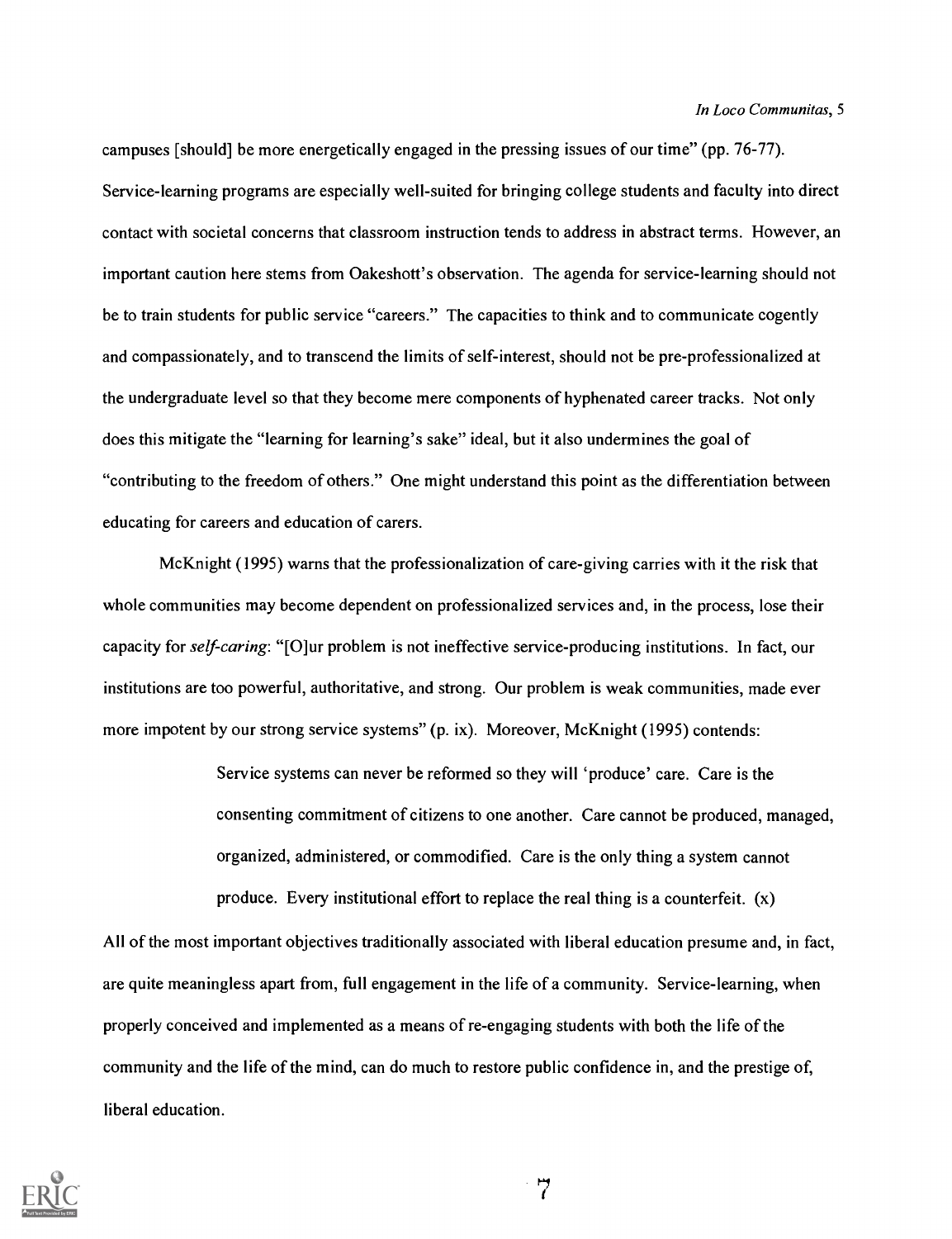campuses [should] be more energetically engaged in the pressing issues of our time" (pp. 76-77). Service-learning programs are especially well-suited for bringing college students and faculty into direct contact with societal concerns that classroom instruction tends to address in abstract terms. However, an important caution here stems from Oakeshott's observation. The agenda for service-learning should not be to train students for public service "careers." The capacities to think and to communicate cogently and compassionately, and to transcend the limits of self-interest, should not be pre-professionalized at the undergraduate level so that they become mere components of hyphenated career tracks. Not only does this mitigate the "learning for learning's sake" ideal, but it also undermines the goal of "contributing to the freedom of others." One might understand this point as the differentiation between educating for careers and education of carers.

McKnight (1995) warns that the professionalization of care-giving carries with it the risk that whole communities may become dependent on professionalized services and, in the process, lose their capacity for *self-caring*: "[O]ur problem is not ineffective service-producing institutions. In fact, our institutions are too powerful, authoritative, and strong. Our problem is weak communities, made ever more impotent by our strong service systems" (p. ix). Moreover, McKnight (1995) contends:

> Service systems can never be reformed so they will 'produce' care. Care is the consenting commitment of citizens to one another. Care cannot be produced, managed, organized, administered, or commodified. Care is the only thing a system cannot produce. Every institutional effort to replace the real thing is a counterfeit. (x)

All of the most important objectives traditionally associated with liberal education presume and, in fact, are quite meaningless apart from, full engagement in the life of a community. Service-learning, when properly conceived and implemented as a means of re-engaging students with both the life of the community and the life of the mind, can do much to restore public confidence in, and the prestige of, liberal education.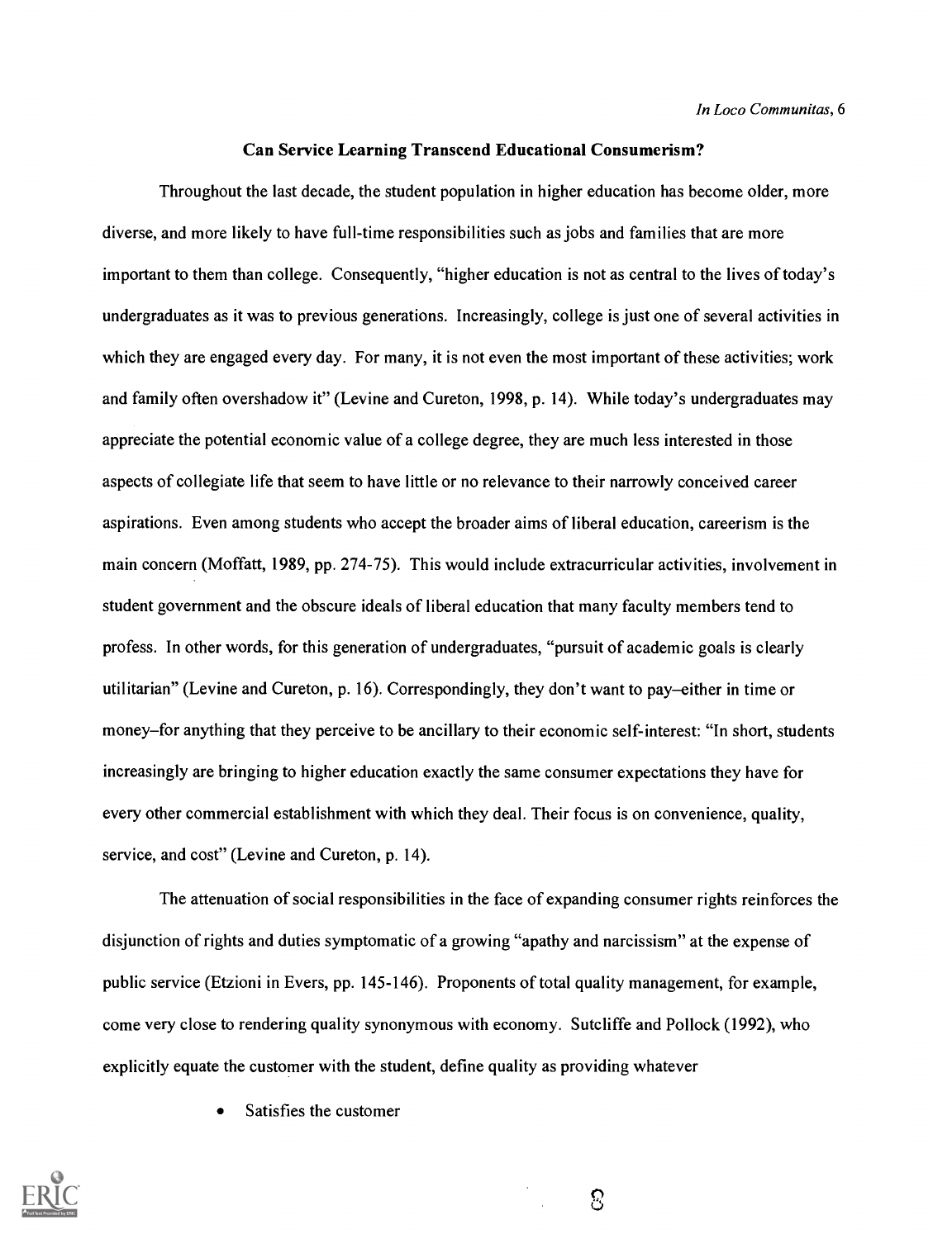## Can Service Learning Transcend Educational Consumerism?

Throughout the last decade, the student population in higher education has become older, more diverse, and more likely to have full-time responsibilities such as jobs and families that are more important to them than college. Consequently, "higher education is not as central to the lives of today's undergraduates as it was to previous generations. Increasingly, college is just one of several activities in which they are engaged every day. For many, it is not even the most important of these activities; work and family often overshadow it" (Levine and Cureton, 1998, p. 14). While today's undergraduates may appreciate the potential economic value of a college degree, they are much less interested in those aspects of collegiate life that seem to have little or no relevance to their narrowly conceived career aspirations. Even among students who accept the broader aims of liberal education, careerism is the main concern (Moffatt, 1989, pp. 274-75). This would include extracurricular activities, involvement in student government and the obscure ideals of liberal education that many faculty members tend to profess. In other words, for this generation of undergraduates, "pursuit of academic goals is clearly utilitarian" (Levine and Cureton, p. 16). Correspondingly, they don't want to pay–either in time or money–for anything that they perceive to be ancillary to their economic self-interest: "In short, students increasingly are bringing to higher education exactly the same consumer expectations they have for every other commercial establishment with which they deal. Their focus is on convenience, quality, service, and cost" (Levine and Cureton, p. 14).

The attenuation of social responsibilities in the face of expanding consumer rights reinforces the disjunction of rights and duties symptomatic of a growing "apathy and narcissism" at the expense of public service (Etzioni in Evers, pp. 145-146). Proponents of total quality management, for example, come very close to rendering quality synonymous with economy. Sutcliffe and Pollock (1992), who explicitly equate the customer with the student, define quality as providing whatever

- Satisfies the customer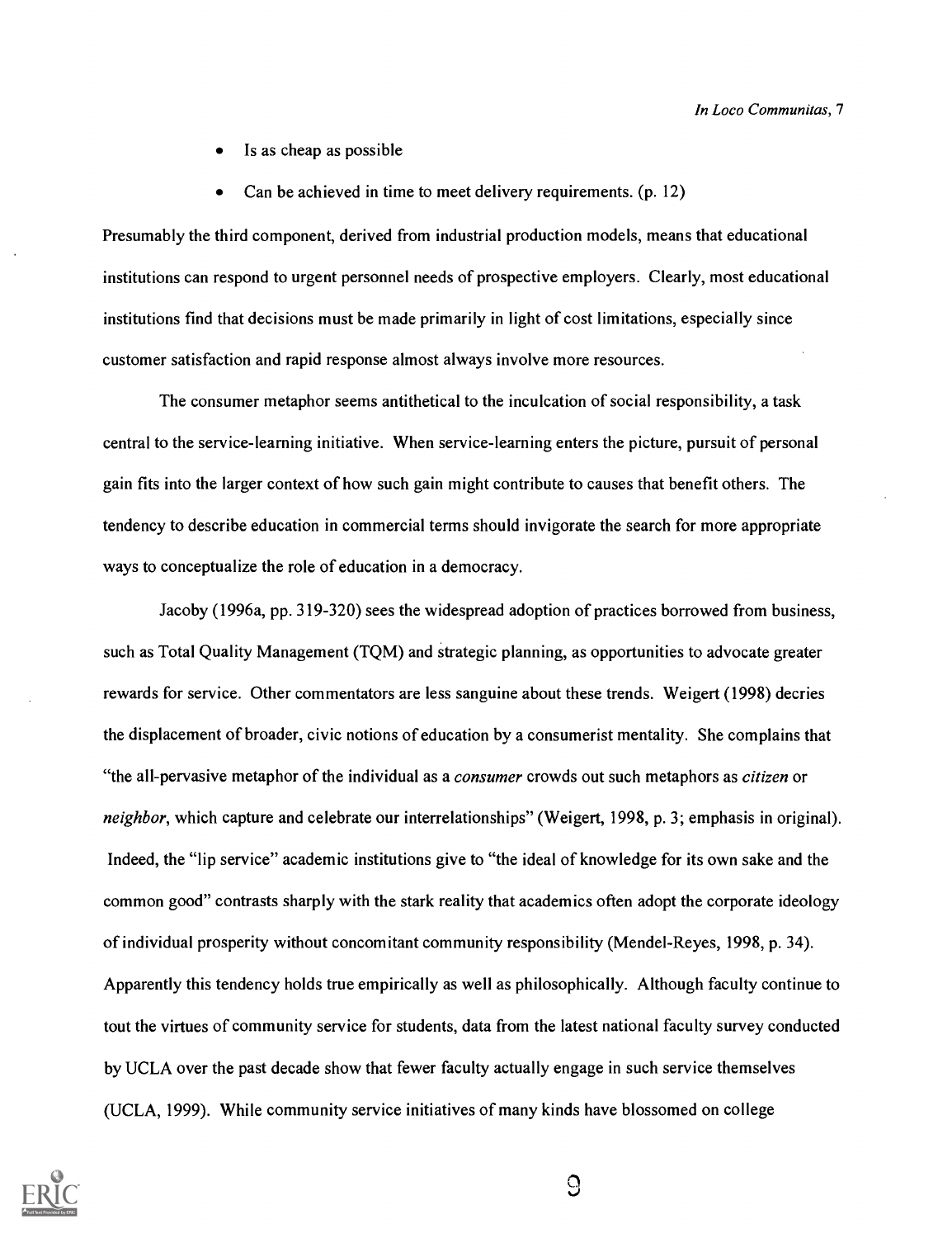- Is as cheap as possible
- Can be achieved in time to meet delivery requirements. (p. 12)

Presumably the third component, derived from industrial production models, means that educational institutions can respond to urgent personnel needs of prospective employers. Clearly, most educational institutions find that decisions must be made primarily in light of cost limitations, especially since customer satisfaction and rapid response almost always involve more resources.

The consumer metaphor seems antithetical to the inculcation of social responsibility, a task central to the service-learning initiative. When service-learning enters the picture, pursuit of personal gain fits into the larger context of how such gain might contribute to causes that benefit others. The tendency to describe education in commercial terms should invigorate the search for more appropriate ways to conceptualize the role of education in a democracy.

Jacoby (1996a, pp. 319-320) sees the widespread adoption of practices borrowed from business, such as Total Quality Management (TQM) and strategic planning, as opportunities to advocate greater rewards for service. Other commentators are less sanguine about these trends. Weigert (1998) decries the displacement of broader, civic notions of education by a consumerist mentality. She complains that "the all-pervasive metaphor of the individual as a *consumer* crowds out such metaphors as *citizen* or *neighbor*, which capture and celebrate our interrelationships" (Weigert, 1998, p. 3; emphasis in original). Indeed, the "lip service" academic institutions give to "the ideal of knowledge for its own sake and the common good" contrasts sharply with the stark reality that academics often adopt the corporate ideology of individual prosperity without concomitant community responsibility (Mendel-Reyes, 1998, p. 34). Apparently this tendency holds true empirically as well as philosophically. Although faculty continue to tout the virtues of community service for students, data from the latest national faculty survey conducted by UCLA over the past decade show that fewer faculty actually engage in such service themselves (UCLA, 1999). While community service initiatives of many kinds have blossomed on college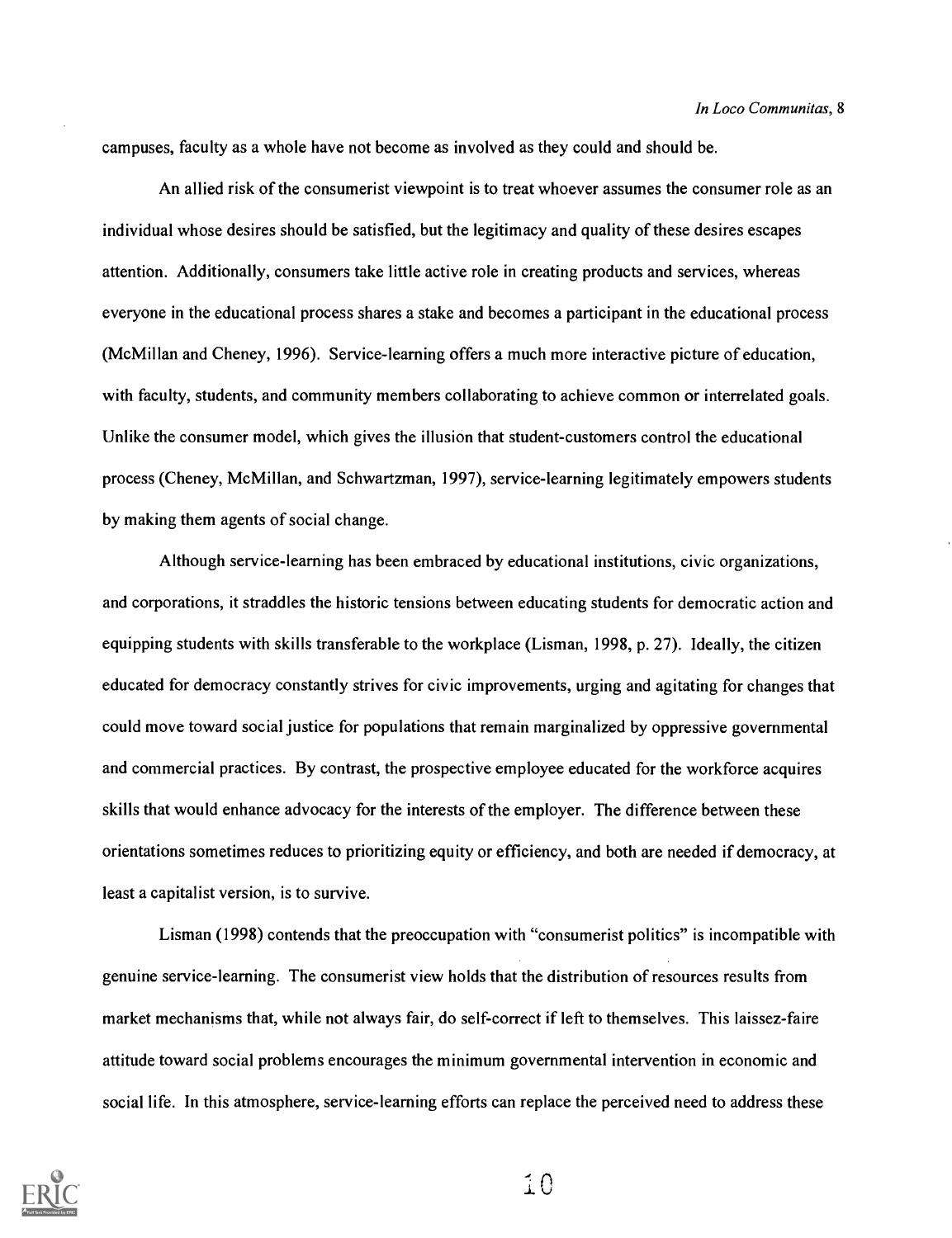campuses, faculty as a whole have not become as involved as they could and should be.

An allied risk of the consumerist viewpoint is to treat whoever assumes the consumer role as an individual whose desires should be satisfied, but the legitimacy and quality of these desires escapes attention. Additionally, consumers take little active role in creating products and services, whereas everyone in the educational process shares a stake and becomes a participant in the educational process (McMillan and Cheney, 1996). Service-learning offers a much more interactive picture of education, with faculty, students, and community members collaborating to achieve common or interrelated goals. Unlike the consumer model, which gives the illusion that student-customers control the educational process (Cheney, McMillan, and Schwartzman, 1997), service-learning legitimately empowers students by making them agents of social change.

Although service-learning has been embraced by educational institutions, civic organizations, and corporations, it straddles the historic tensions between educating students for democratic action and equipping students with skills transferable to the workplace (Lisman, 1998, p. 27). Ideally, the citizen educated for democracy constantly strives for civic improvements, urging and agitating for changes that could move toward social justice for populations that remain marginalized by oppressive governmental and commercial practices. By contrast, the prospective employee educated for the workforce acquires skills that would enhance advocacy for the interests of the employer. The difference between these orientations sometimes reduces to prioritizing equity or efficiency, and both are needed if democracy, at least a capitalist version, is to survive.

Lisman (1998) contends that the preoccupation with "consumerist politics" is incompatible with genuine service-learning. The consumerist view holds that the distribution of resources results from market mechanisms that, while not always fair, do self-correct if left to themselves. This laissez-faire attitude toward social problems encourages the minimum governmental intervention in economic and social life. In this atmosphere, service-learning efforts can replace the perceived need to address these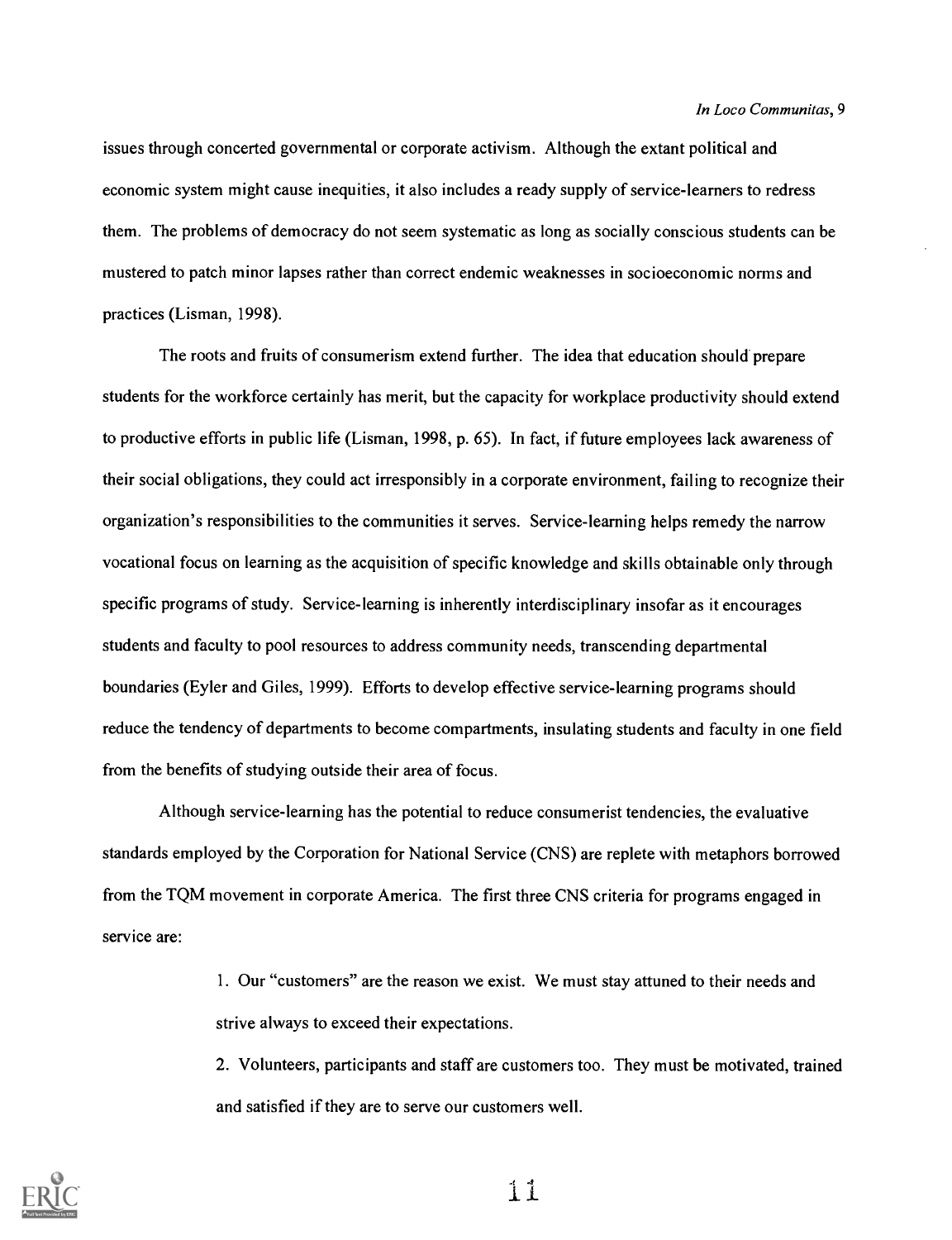issues through concerted governmental or corporate activism. Although the extant political and economic system might cause inequities, it also includes a ready supply of service-learners to redress them. The problems of democracy do not seem systematic as long as socially conscious students can be mustered to patch minor lapses rather than correct endemic weaknesses in socioeconomic norms and practices (Lisman, 1998).

The roots and fruits of consumerism extend further. The idea that education should prepare students for the workforce certainly has merit, but the capacity for workplace productivity should extend to productive efforts in public life (Lisman, 1998, p. 65). In fact, if future employees lack awareness of their social obligations, they could act irresponsibly in a corporate environment, failing to recognize their organization's responsibilities to the communities it serves. Service-learning helps remedy the narrow vocational focus on learning as the acquisition of specific knowledge and skills obtainable only through specific programs of study. Service-learning is inherently interdisciplinary insofar as it encourages students and faculty to pool resources to address community needs, transcending departmental boundaries (Eyler and Giles, 1999). Efforts to develop effective service-learning programs should reduce the tendency of departments to become compartments, insulating students and faculty in one field from the benefits of studying outside their area of focus.

Although service-learning has the potential to reduce consumerist tendencies, the evaluative standards employed by the Corporation for National Service (CNS) are replete with metaphors borrowed from the TQM movement in corporate America. The first three CNS criteria for programs engaged in service are:

> 1. Our "customers" are the reason we exist. We must stay attuned to their needs and strive always to exceed their expectations.
>
> 2. Volunteers, participants and staff are customers too. They must be motivated, trained and satisfied if they are to serve our customers well.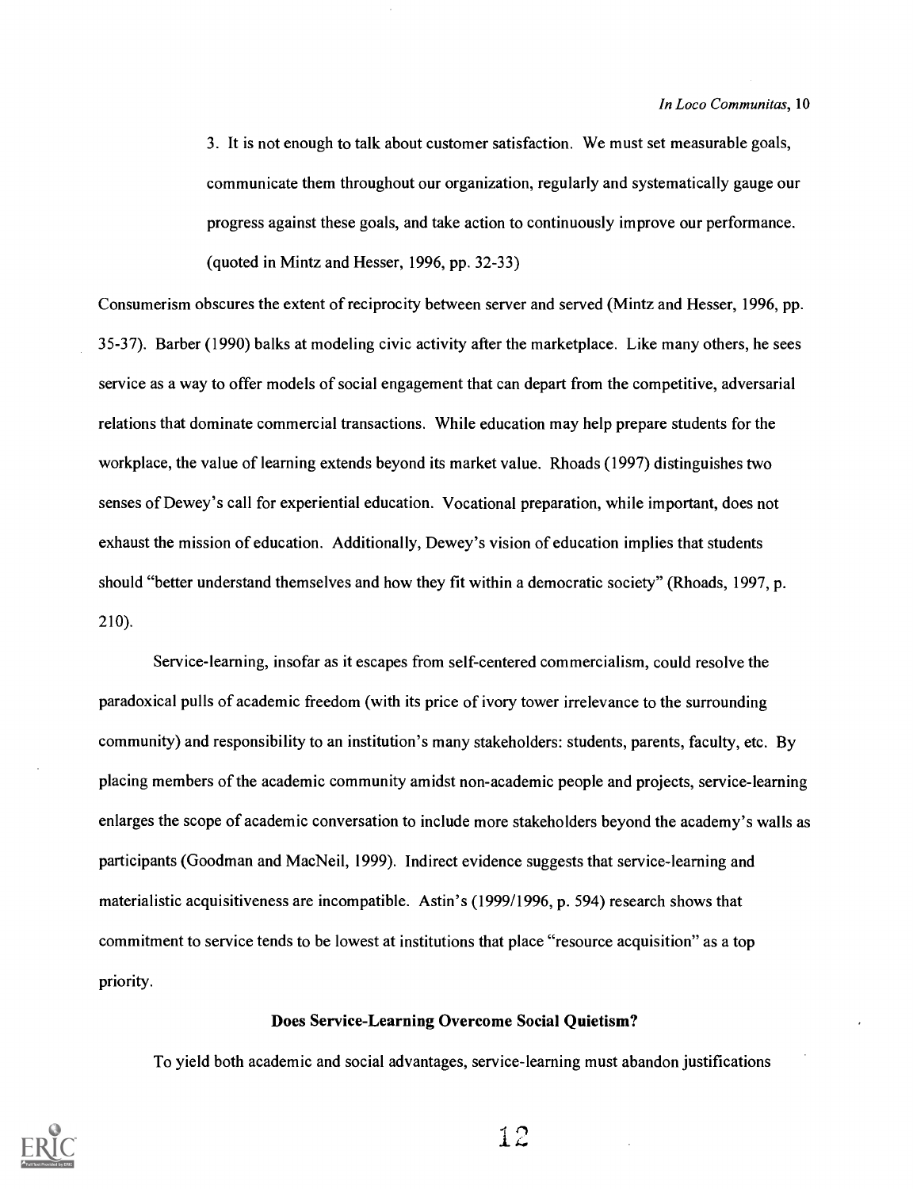3. It is not enough to talk about customer satisfaction. We must set measurable goals, communicate them throughout our organization, regularly and systematically gauge our progress against these goals, and take action to continuously improve our performance. (quoted in Mintz and Hesser, 1996, pp. 32-33)

Consumerism obscures the extent of reciprocity between server and served (Mintz and Hesser, 1996, pp. 35-37). Barber (1990) balks at modeling civic activity after the marketplace. Like many others, he sees service as a way to offer models of social engagement that can depart from the competitive, adversarial relations that dominate commercial transactions. While education may help prepare students for the workplace, the value of learning extends beyond its market value. Rhoads (1997) distinguishes two senses of Dewey's call for experiential education. Vocational preparation, while important, does not exhaust the mission of education. Additionally, Dewey's vision of education implies that students should "better understand themselves and how they fit within a democratic society" (Rhoads, 1997, p. 210).

Service-learning, insofar as it escapes from self-centered commercialism, could resolve the paradoxical pulls of academic freedom (with its price of ivory tower irrelevance to the surrounding community) and responsibility to an institution's many stakeholders: students, parents, faculty, etc. By placing members of the academic community amidst non-academic people and projects, service-learning enlarges the scope of academic conversation to include more stakeholders beyond the academy's walls as participants (Goodman and MacNeil, 1999). Indirect evidence suggests that service-learning and materialistic acquisitiveness are incompatible. Astin's (1999/1996, p. 594) research shows that commitment to service tends to be lowest at institutions that place "resource acquisition" as a top priority.

## Does Service-Learning Overcome Social Quietism?

To yield both academic and social advantages, service-learning must abandon justifications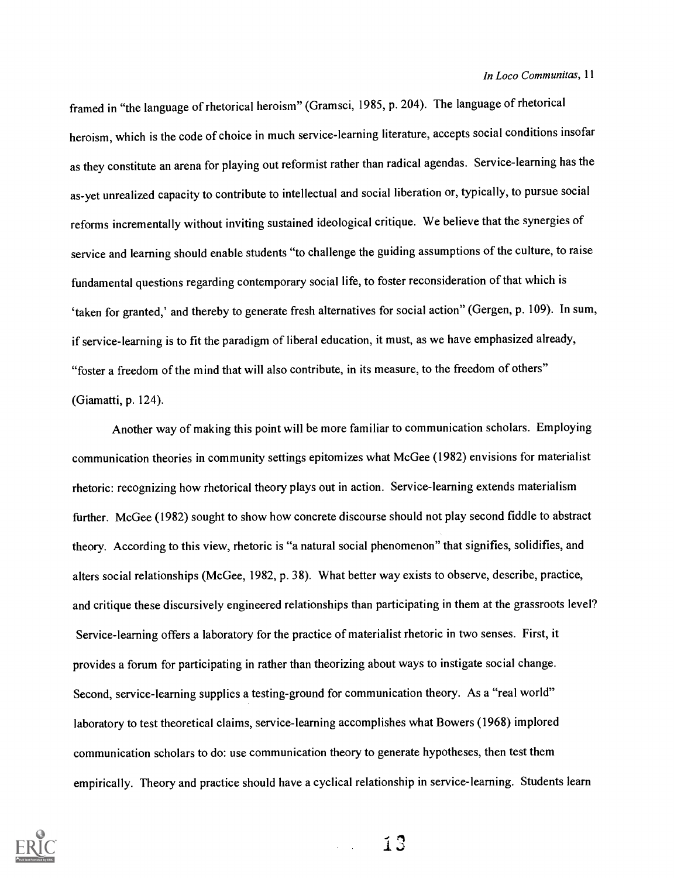framed in "the language of rhetorical heroism" (Gramsci, 1985, p. 204). The language of rhetorical heroism, which is the code of choice in much service-learning literature, accepts social conditions insofar as they constitute an arena for playing out reformist rather than radical agendas. Service-learning has the as-yet unrealized capacity to contribute to intellectual and social liberation or, typically, to pursue social reforms incrementally without inviting sustained ideological critique. We believe that the synergies of service and learning should enable students "to challenge the guiding assumptions of the culture, to raise fundamental questions regarding contemporary social life, to foster reconsideration of that which is 'taken for granted,' and thereby to generate fresh alternatives for social action" (Gergen, p. 109). In sum, if service-learning is to fit the paradigm of liberal education, it must, as we have emphasized already, "foster a freedom of the mind that will also contribute, in its measure, to the freedom of others" (Giamatti, p. 124).

Another way of making this point will be more familiar to communication scholars. Employing communication theories in community settings epitomizes what McGee (1982) envisions for materialist rhetoric: recognizing how rhetorical theory plays out in action. Service-learning extends materialism further. McGee (1982) sought to show how concrete discourse should not play second fiddle to abstract theory. According to this view, rhetoric is "a natural social phenomenon" that signifies, solidifies, and alters social relationships (McGee, 1982, p. 38). What better way exists to observe, describe, practice, and critique these discursively engineered relationships than participating in them at the grassroots level? Service-learning offers a laboratory for the practice of materialist rhetoric in two senses. First, it provides a forum for participating in rather than theorizing about ways to instigate social change. Second, service-learning supplies a testing-ground for communication theory. As a "real world" laboratory to test theoretical claims, service-learning accomplishes what Bowers (1968) implored communication scholars to do: use communication theory to generate hypotheses, then test them empirically. Theory and practice should have a cyclical relationship in service-learning. Students learn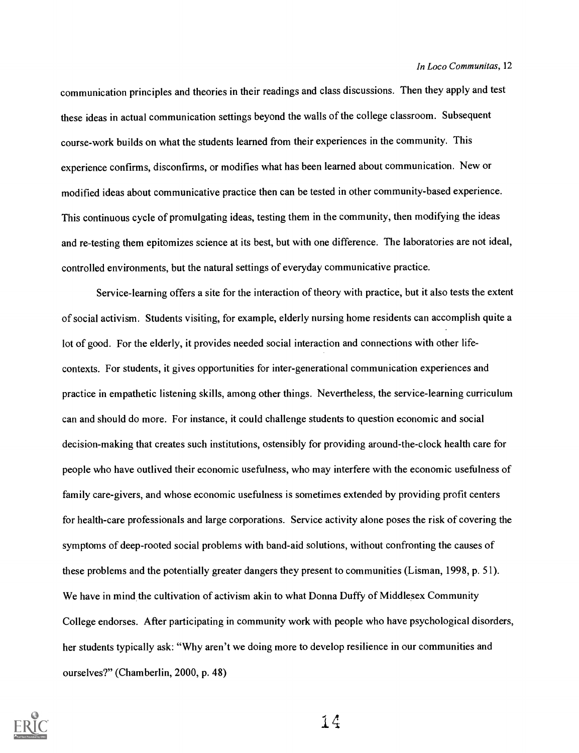communication principles and theories in their readings and class discussions. Then they apply and test these ideas in actual communication settings beyond the walls of the college classroom. Subsequent course-work builds on what the students learned from their experiences in the community. This experience confirms, disconfirms, or modifies what has been learned about communication. New or modified ideas about communicative practice then can be tested in other community-based experience. This continuous cycle of promulgating ideas, testing them in the community, then modifying the ideas and re-testing them epitomizes science at its best, but with one difference. The laboratories are not ideal, controlled environments, but the natural settings of everyday communicative practice.

Service-learning offers a site for the interaction of theory with practice, but it also tests the extent of social activism. Students visiting, for example, elderly nursing home residents can accomplish quite a lot of good. For the elderly, it provides needed social interaction and connections with other life-contexts. For students, it gives opportunities for inter-generational communication experiences and practice in empathetic listening skills, among other things. Nevertheless, the service-learning curriculum can and should do more. For instance, it could challenge students to question economic and social decision-making that creates such institutions, ostensibly for providing around-the-clock health care for people who have outlived their economic usefulness, who may interfere with the economic usefulness of family care-givers, and whose economic usefulness is sometimes extended by providing profit centers for health-care professionals and large corporations. Service activity alone poses the risk of covering the symptoms of deep-rooted social problems with band-aid solutions, without confronting the causes of these problems and the potentially greater dangers they present to communities (Lisman, 1998, p. 51). We have in mind the cultivation of activism akin to what Donna Duffy of Middlesex Community College endorses. After participating in community work with people who have psychological disorders, her students typically ask: "Why aren't we doing more to develop resilience in our communities and ourselves?" (Chamberlin, 2000, p. 48)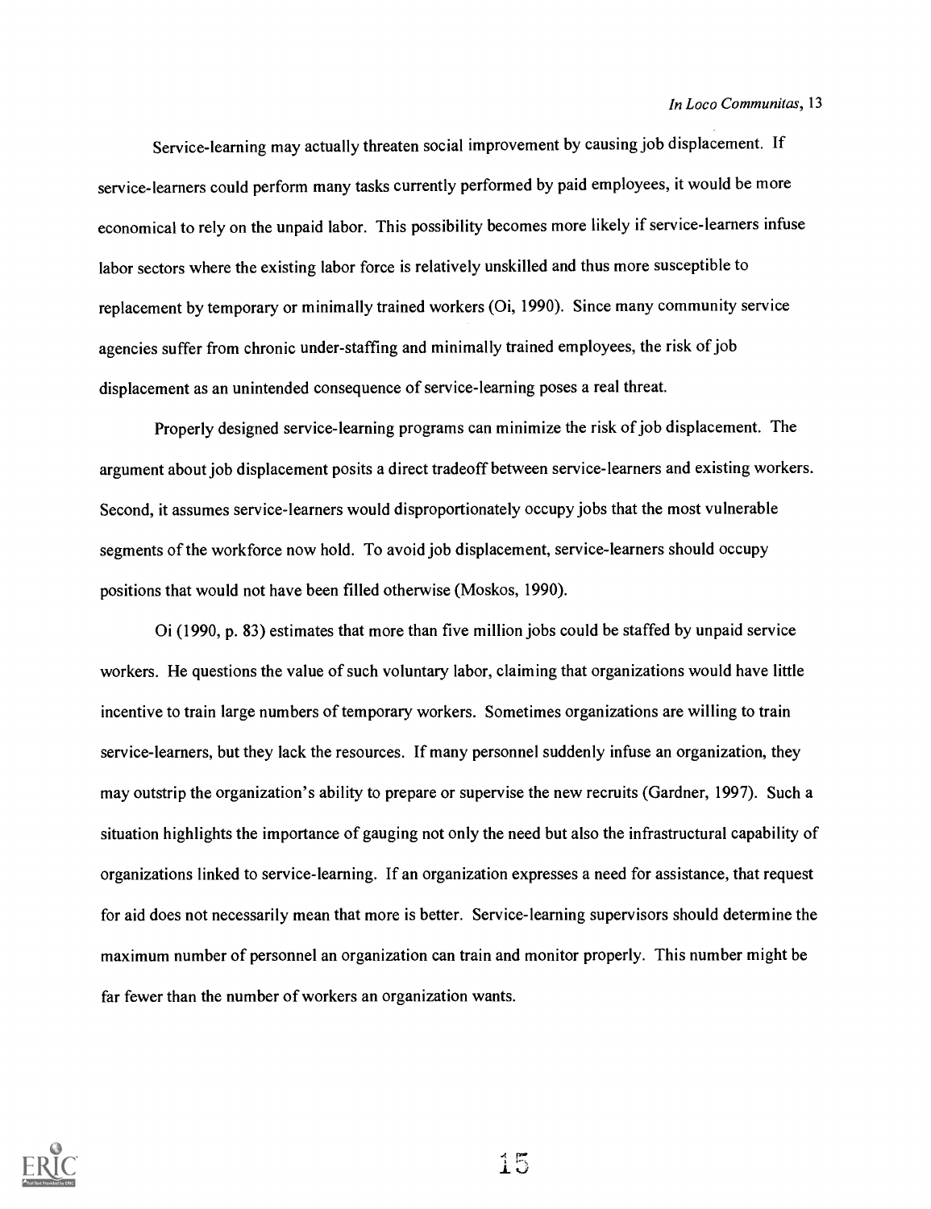Service-learning may actually threaten social improvement by causing job displacement. If service-learners could perform many tasks currently performed by paid employees, it would be more economical to rely on the unpaid labor. This possibility becomes more likely if service-learners infuse labor sectors where the existing labor force is relatively unskilled and thus more susceptible to replacement by temporary or minimally trained workers (Oi, 1990). Since many community service agencies suffer from chronic under-staffing and minimally trained employees, the risk of job displacement as an unintended consequence of service-learning poses a real threat.

Properly designed service-learning programs can minimize the risk of job displacement. The argument about job displacement posits a direct tradeoff between service-learners and existing workers. Second, it assumes service-learners would disproportionately occupy jobs that the most vulnerable segments of the workforce now hold. To avoid job displacement, service-learners should occupy positions that would not have been filled otherwise (Moskos, 1990).

Oi (1990, p. 83) estimates that more than five million jobs could be staffed by unpaid service workers. He questions the value of such voluntary labor, claiming that organizations would have little incentive to train large numbers of temporary workers. Sometimes organizations are willing to train service-learners, but they lack the resources. If many personnel suddenly infuse an organization, they may outstrip the organization's ability to prepare or supervise the new recruits (Gardner, 1997). Such a situation highlights the importance of gauging not only the need but also the infrastructural capability of organizations linked to service-learning. If an organization expresses a need for assistance, that request for aid does not necessarily mean that more is better. Service-learning supervisors should determine the maximum number of personnel an organization can train and monitor properly. This number might be far fewer than the number of workers an organization wants.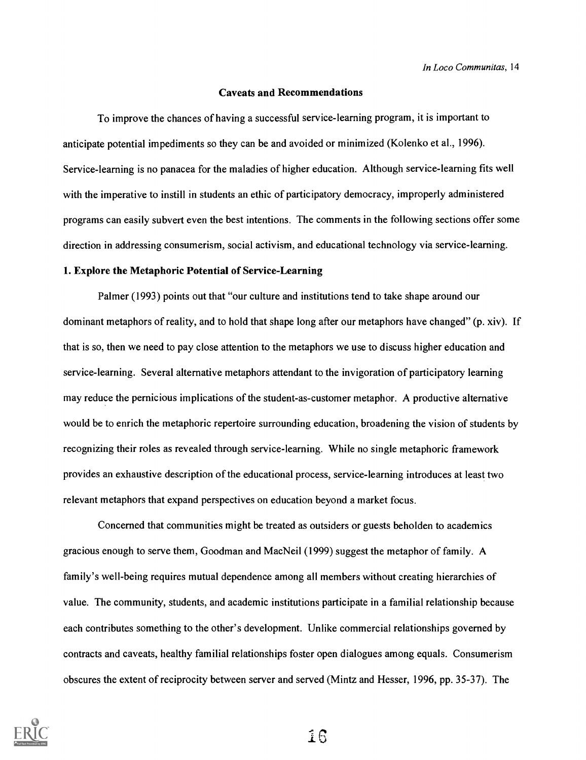### Caveats and Recommendations

To improve the chances of having a successful service-learning program, it is important to anticipate potential impediments so they can be and avoided or minimized (Kolenko et al., 1996). Service-learning is no panacea for the maladies of higher education. Although service-learning fits well with the imperative to instill in students an ethic of participatory democracy, improperly administered programs can easily subvert even the best intentions. The comments in the following sections offer some direction in addressing consumerism, social activism, and educational technology via service-learning.

#### 1. Explore the Metaphoric Potential of Service-Learning

Palmer (1993) points out that "our culture and institutions tend to take shape around our dominant metaphors of reality, and to hold that shape long after our metaphors have changed" (p. xiv). If that is so, then we need to pay close attention to the metaphors we use to discuss higher education and service-learning. Several alternative metaphors attendant to the invigoration of participatory learning may reduce the pernicious implications of the student-as-customer metaphor. A productive alternative would be to enrich the metaphoric repertoire surrounding education, broadening the vision of students by recognizing their roles as revealed through service-learning. While no single metaphoric framework provides an exhaustive description of the educational process, service-learning introduces at least two relevant metaphors that expand perspectives on education beyond a market focus.

Concerned that communities might be treated as outsiders or guests beholden to academics gracious enough to serve them, Goodman and MacNeil (1999) suggest the metaphor of family. A family's well-being requires mutual dependence among all members without creating hierarchies of value. The community, students, and academic institutions participate in a familial relationship because each contributes something to the other's development. Unlike commercial relationships governed by contracts and caveats, healthy familial relationships foster open dialogues among equals. Consumerism obscures the extent of reciprocity between server and served (Mintz and Hesser, 1996, pp. 35-37). The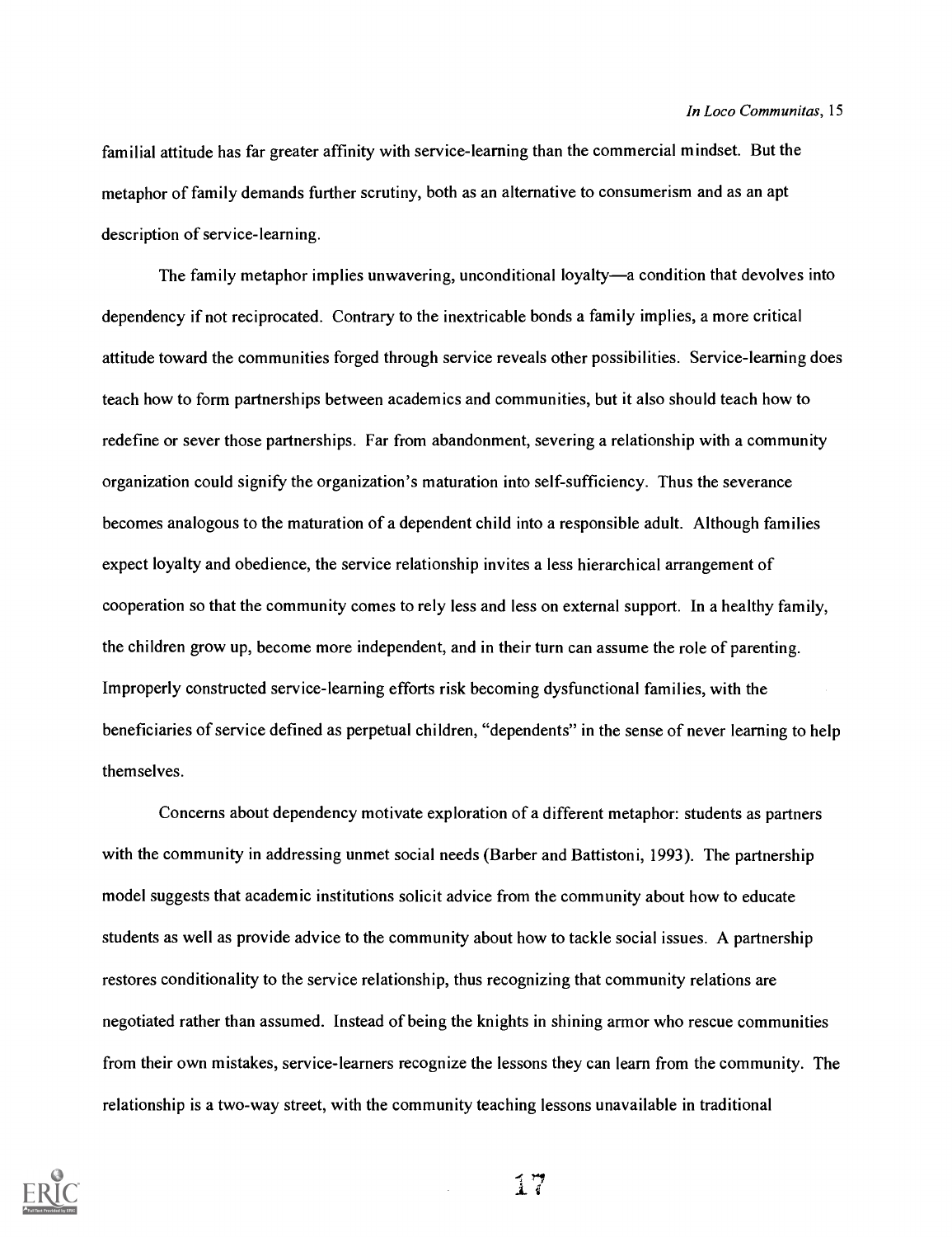familial attitude has far greater affinity with service-learning than the commercial mindset. But the metaphor of family demands further scrutiny, both as an alternative to consumerism and as an apt description of service-learning.

The family metaphor implies unwavering, unconditional loyalty—a condition that devolves into dependency if not reciprocated. Contrary to the inextricable bonds a family implies, a more critical attitude toward the communities forged through service reveals other possibilities. Service-learning does teach how to form partnerships between academics and communities, but it also should teach how to redefine or sever those partnerships. Far from abandonment, severing a relationship with a community organization could signify the organization's maturation into self-sufficiency. Thus the severance becomes analogous to the maturation of a dependent child into a responsible adult. Although families expect loyalty and obedience, the service relationship invites a less hierarchical arrangement of cooperation so that the community comes to rely less and less on external support. In a healthy family, the children grow up, become more independent, and in their turn can assume the role of parenting. Improperly constructed service-learning efforts risk becoming dysfunctional families, with the beneficiaries of service defined as perpetual children, "dependents" in the sense of never learning to help themselves.

Concerns about dependency motivate exploration of a different metaphor: students as partners with the community in addressing unmet social needs (Barber and Battistoni, 1993). The partnership model suggests that academic institutions solicit advice from the community about how to educate students as well as provide advice to the community about how to tackle social issues. A partnership restores conditionality to the service relationship, thus recognizing that community relations are negotiated rather than assumed. Instead of being the knights in shining armor who rescue communities from their own mistakes, service-learners recognize the lessons they can learn from the community. The relationship is a two-way street, with the community teaching lessons unavailable in traditional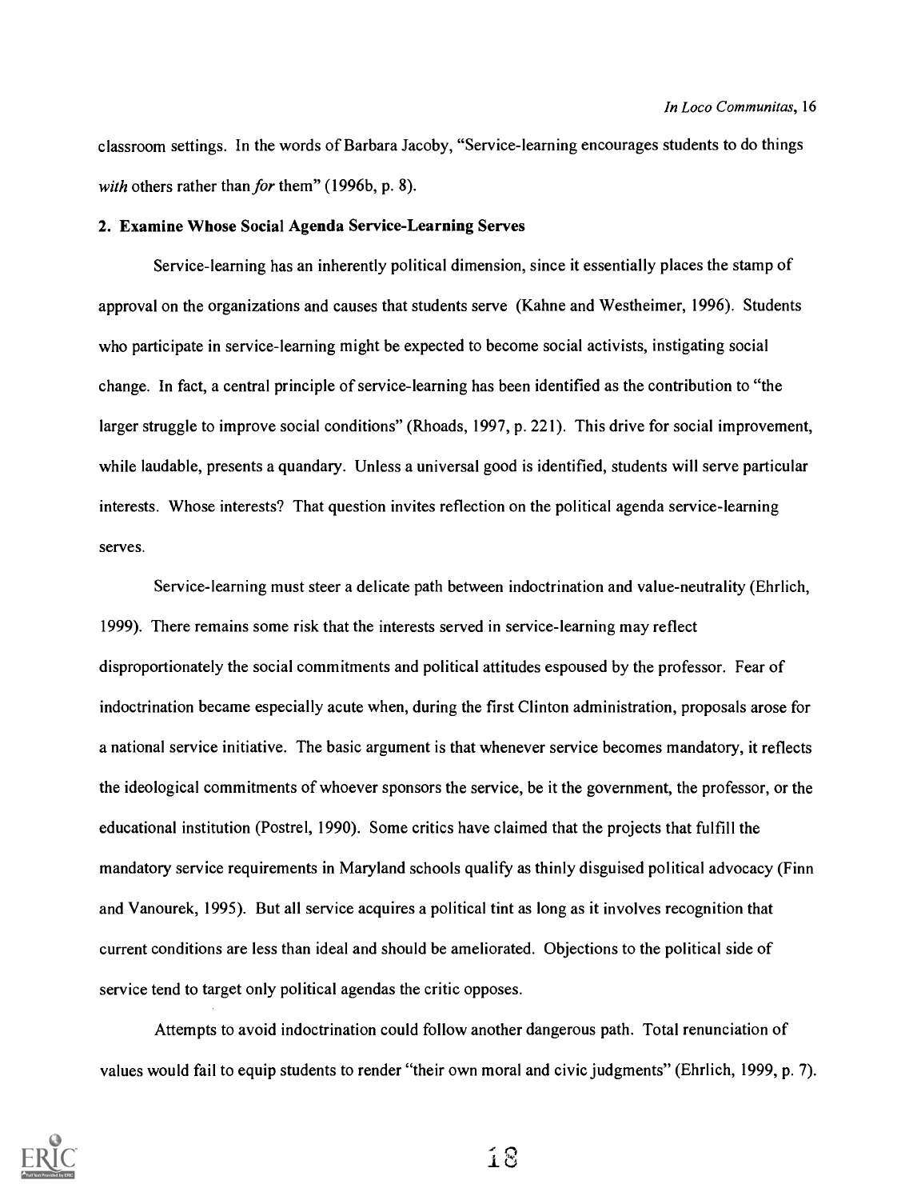classroom settings. In the words of Barbara Jacoby, "Service-learning encourages students to do things *with* others rather than *for* them" (1996b, p. 8).

### 2. Examine Whose Social Agenda Service-Learning Serves

Service-learning has an inherently political dimension, since it essentially places the stamp of approval on the organizations and causes that students serve (Kahne and Westheimer, 1996). Students who participate in service-learning might be expected to become social activists, instigating social change. In fact, a central principle of service-learning has been identified as the contribution to "the larger struggle to improve social conditions" (Rhoads, 1997, p. 221). This drive for social improvement, while laudable, presents a quandary. Unless a universal good is identified, students will serve particular interests. Whose interests? That question invites reflection on the political agenda service-learning serves.

Service-learning must steer a delicate path between indoctrination and value-neutrality (Ehrlich, 1999). There remains some risk that the interests served in service-learning may reflect disproportionately the social commitments and political attitudes espoused by the professor. Fear of indoctrination became especially acute when, during the first Clinton administration, proposals arose for a national service initiative. The basic argument is that whenever service becomes mandatory, it reflects the ideological commitments of whoever sponsors the service, be it the government, the professor, or the educational institution (Postrel, 1990). Some critics have claimed that the projects that fulfill the mandatory service requirements in Maryland schools qualify as thinly disguised political advocacy (Finn and Vanourek, 1995). But all service acquires a political tint as long as it involves recognition that current conditions are less than ideal and should be ameliorated. Objections to the political side of service tend to target only political agendas the critic opposes.

Attempts to avoid indoctrination could follow another dangerous path. Total renunciation of values would fail to equip students to render "their own moral and civic judgments" (Ehrlich, 1999, p. 7).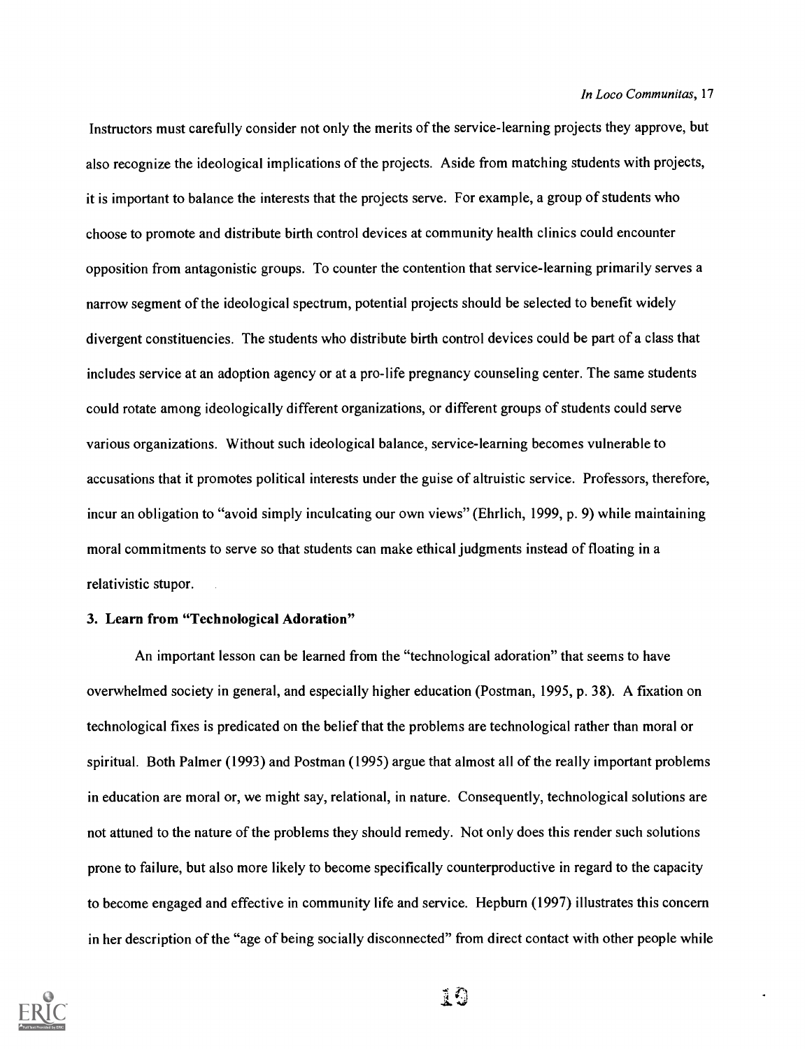Instructors must carefully consider not only the merits of the service-learning projects they approve, but also recognize the ideological implications of the projects. Aside from matching students with projects, it is important to balance the interests that the projects serve. For example, a group of students who choose to promote and distribute birth control devices at community health clinics could encounter opposition from antagonistic groups. To counter the contention that service-learning primarily serves a narrow segment of the ideological spectrum, potential projects should be selected to benefit widely divergent constituencies. The students who distribute birth control devices could be part of a class that includes service at an adoption agency or at a pro-life pregnancy counseling center. The same students could rotate among ideologically different organizations, or different groups of students could serve various organizations. Without such ideological balance, service-learning becomes vulnerable to accusations that it promotes political interests under the guise of altruistic service. Professors, therefore, incur an obligation to "avoid simply inculcating our own views" (Ehrlich, 1999, p. 9) while maintaining moral commitments to serve so that students can make ethical judgments instead of floating in a relativistic stupor.

### 3. Learn from "Technological Adoration"

An important lesson can be learned from the "technological adoration" that seems to have overwhelmed society in general, and especially higher education (Postman, 1995, p. 38). A fixation on technological fixes is predicated on the belief that the problems are technological rather than moral or spiritual. Both Palmer (1993) and Postman (1995) argue that almost all of the really important problems in education are moral or, we might say, relational, in nature. Consequently, technological solutions are not attuned to the nature of the problems they should remedy. Not only does this render such solutions prone to failure, but also more likely to become specifically counterproductive in regard to the capacity to become engaged and effective in community life and service. Hepburn (1997) illustrates this concern in her description of the "age of being socially disconnected" from direct contact with other people while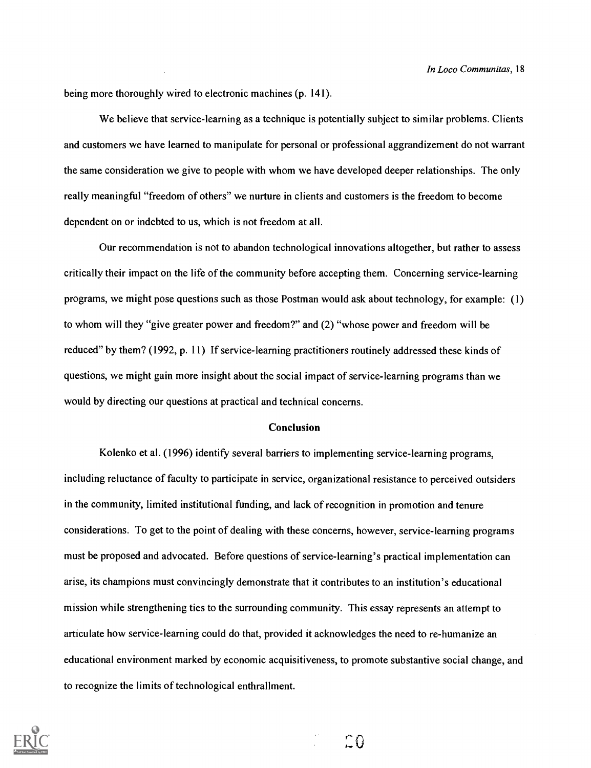being more thoroughly wired to electronic machines (p. 141).

We believe that service-learning as a technique is potentially subject to similar problems. Clients and customers we have learned to manipulate for personal or professional aggrandizement do not warrant the same consideration we give to people with whom we have developed deeper relationships. The only really meaningful "freedom of others" we nurture in clients and customers is the freedom to become dependent on or indebted to us, which is not freedom at all.

Our recommendation is not to abandon technological innovations altogether, but rather to assess critically their impact on the life of the community before accepting them. Concerning service-learning programs, we might pose questions such as those Postman would ask about technology, for example: (1) to whom will they "give greater power and freedom?" and (2) "whose power and freedom will be reduced" by them? (1992, p. 11) If service-learning practitioners routinely addressed these kinds of questions, we might gain more insight about the social impact of service-learning programs than we would by directing our questions at practical and technical concerns.

## Conclusion

Kolenko et al. (1996) identify several barriers to implementing service-learning programs, including reluctance of faculty to participate in service, organizational resistance to perceived outsiders in the community, limited institutional funding, and lack of recognition in promotion and tenure considerations. To get to the point of dealing with these concerns, however, service-learning programs must be proposed and advocated. Before questions of service-learning's practical implementation can arise, its champions must convincingly demonstrate that it contributes to an institution's educational mission while strengthening ties to the surrounding community. This essay represents an attempt to articulate how service-learning could do that, provided it acknowledges the need to re-humanize an educational environment marked by economic acquisitiveness, to promote substantive social change, and to recognize the limits of technological enthrallment.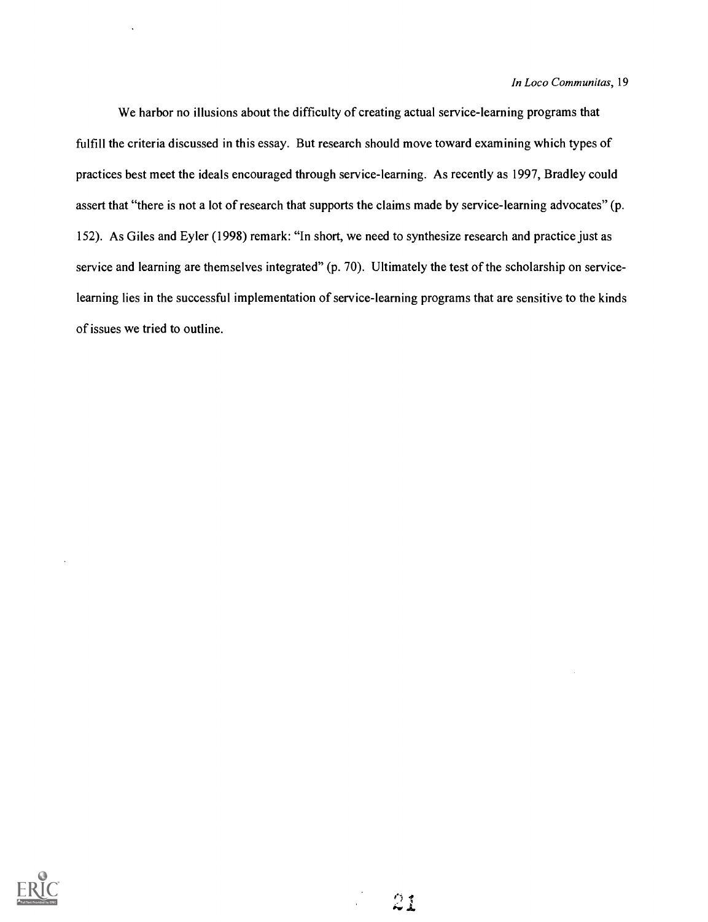We harbor no illusions about the difficulty of creating actual service-learning programs that fulfill the criteria discussed in this essay. But research should move toward examining which types of practices best meet the ideals encouraged through service-learning. As recently as 1997, Bradley could assert that "there is not a lot of research that supports the claims made by service-learning advocates" (p. 152). As Giles and Eyler (1998) remark: "In short, we need to synthesize research and practice just as service and learning are themselves integrated" (p. 70). Ultimately the test of the scholarship on service-learning lies in the successful implementation of service-learning programs that are sensitive to the kinds of issues we tried to outline.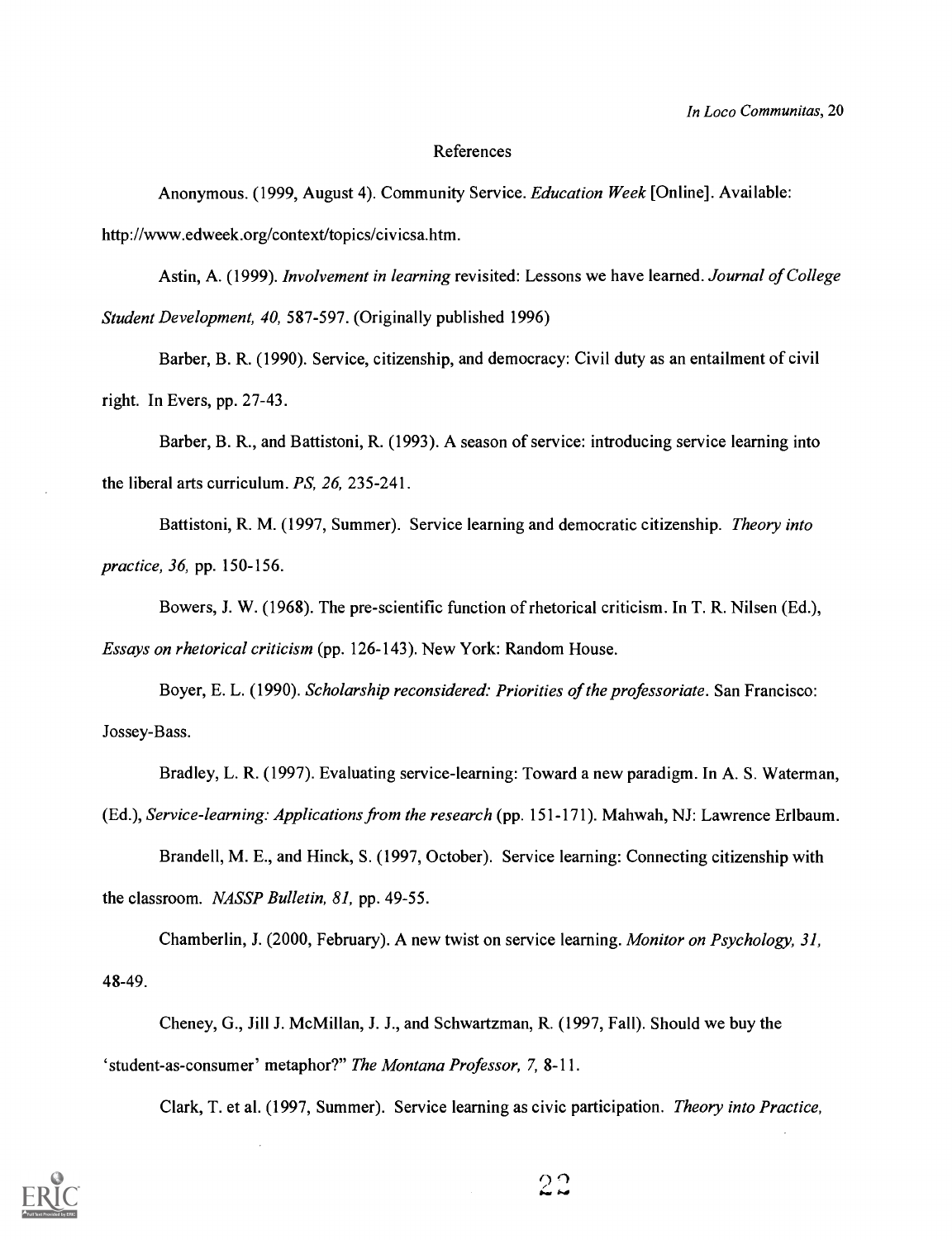# References

Anonymous. (1999, August 4). Community Service. *Education Week* [Online]. Available: http://www.edweek.org/context/topics/civicsa.htm.

Astin, A. (1999). *Involvement in learning* revisited: Lessons we have learned. *Journal of College Student Development, 40,* 587-597. (Originally published 1996)

Barber, B. R. (1990). Service, citizenship, and democracy: Civil duty as an entailment of civil right. In Evers, pp. 27-43.

Barber, B. R., and Battistoni, R. (1993). A season of service: introducing service learning into the liberal arts curriculum. *PS, 26,* 235-241.

Battistoni, R. M. (1997, Summer). Service learning and democratic citizenship. *Theory into practice, 36,* pp. 150-156.

Bowers, J. W. (1968). The pre-scientific function of rhetorical criticism. In T. R. Nilsen (Ed.), *Essays on rhetorical criticism* (pp. 126-143). New York: Random House.

Boyer, E. L. (1990). *Scholarship reconsidered: Priorities of the professoriate*. San Francisco: Jossey-Bass.

Bradley, L. R. (1997). Evaluating service-learning: Toward a new paradigm. In A. S. Waterman, (Ed.), *Service-learning: Applications from the research* (pp. 151-171). Mahwah, NJ: Lawrence Erlbaum.

Brandell, M. E., and Hinck, S. (1997, October). Service learning: Connecting citizenship with the classroom. *NASSP Bulletin, 81,* pp. 49-55.

Chamberlin, J. (2000, February). A new twist on service learning. *Monitor on Psychology, 31,* 48-49.

Cheney, G., Jill J. McMillan, J. J., and Schwartzman, R. (1997, Fall). Should we buy the 'student-as-consumer' metaphor?" *The Montana Professor, 7,* 8-11.

Clark, T. et al. (1997, Summer). Service learning as civic participation. *Theory into Practice,*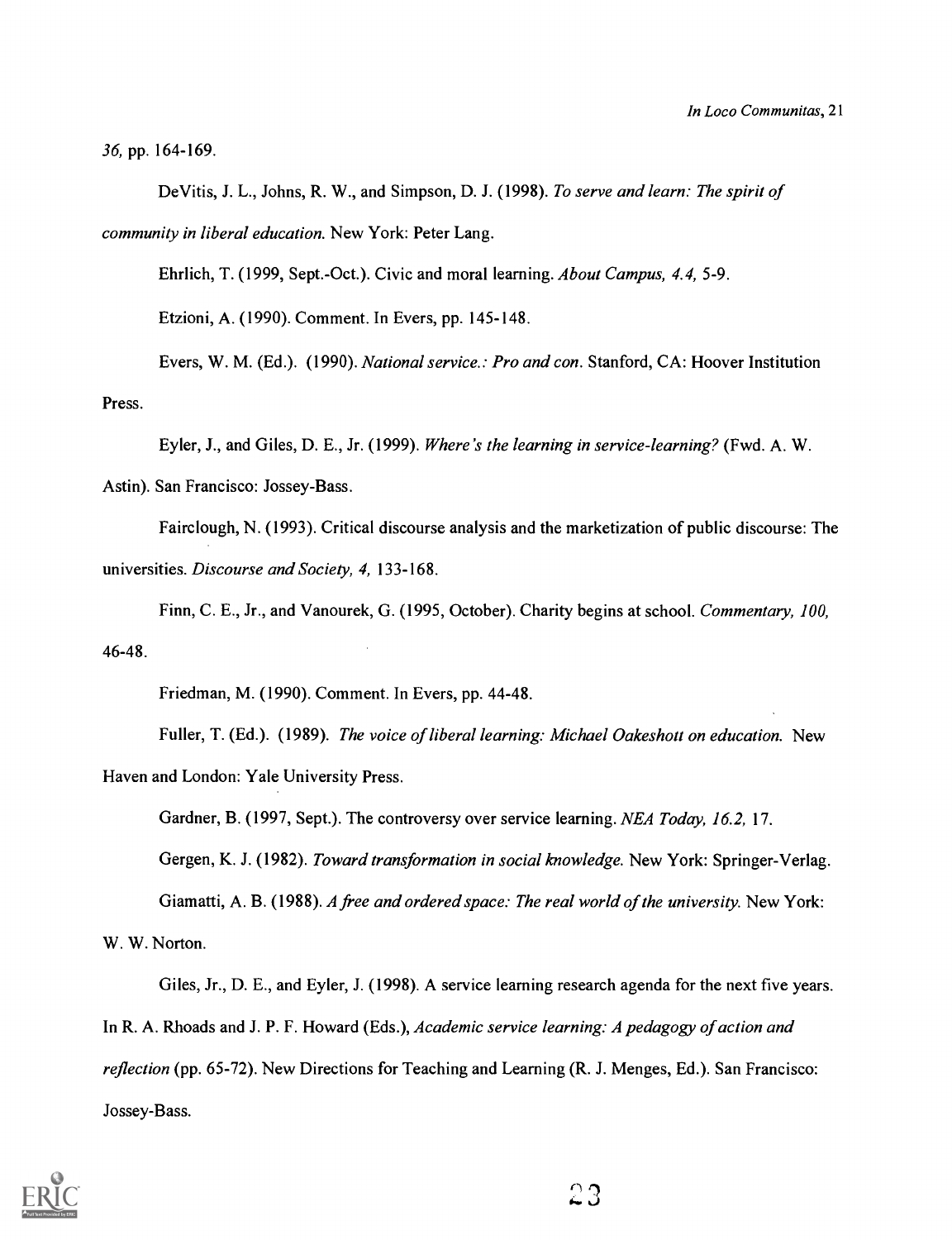*36,* pp. 164-169.

DeVitis, J. L., Johns, R. W., and Simpson, D. J. (1998). *To serve and learn: The spirit of community in liberal education.* New York: Peter Lang.

Ehrlich, T. (1999, Sept.-Oct.). Civic and moral learning. *About Campus, 4.4,* 5-9.

Etzioni, A. (1990). Comment. In Evers, pp. 145-148.

Evers, W. M. (Ed.). (1990). *National service.: Pro and con.* Stanford, CA: Hoover Institution Press.

Eyler, J., and Giles, D. E., Jr. (1999). *Where's the learning in service-learning?* (Fwd. A. W. Astin). San Francisco: Jossey-Bass.

Fairclough, N. (1993). Critical discourse analysis and the marketization of public discourse: The universities. *Discourse and Society, 4,* 133-168.

Finn, C. E., Jr., and Vanourek, G. (1995, October). Charity begins at school. *Commentary, 100,* 46-48.

Friedman, M. (1990). Comment. In Evers, pp. 44-48.

Fuller, T. (Ed.). (1989). *The voice of liberal learning: Michael Oakeshott on education.* New Haven and London: Yale University Press.

Gardner, B. (1997, Sept.). The controversy over service learning. *NEA Today, 16.2,* 17.

Gergen, K. J. (1982). *Toward transformation in social knowledge.* New York: Springer-Verlag.

Giamatti, A. B. (1988). *A free and ordered space: The real world of the university.* New York: W. W. Norton.

Giles, Jr., D. E., and Eyler, J. (1998). A service learning research agenda for the next five years. In R. A. Rhoads and J. P. F. Howard (Eds.), *Academic service learning: A pedagogy of action and reflection* (pp. 65-72). New Directions for Teaching and Learning (R. J. Menges, Ed.). San Francisco: Jossey-Bass.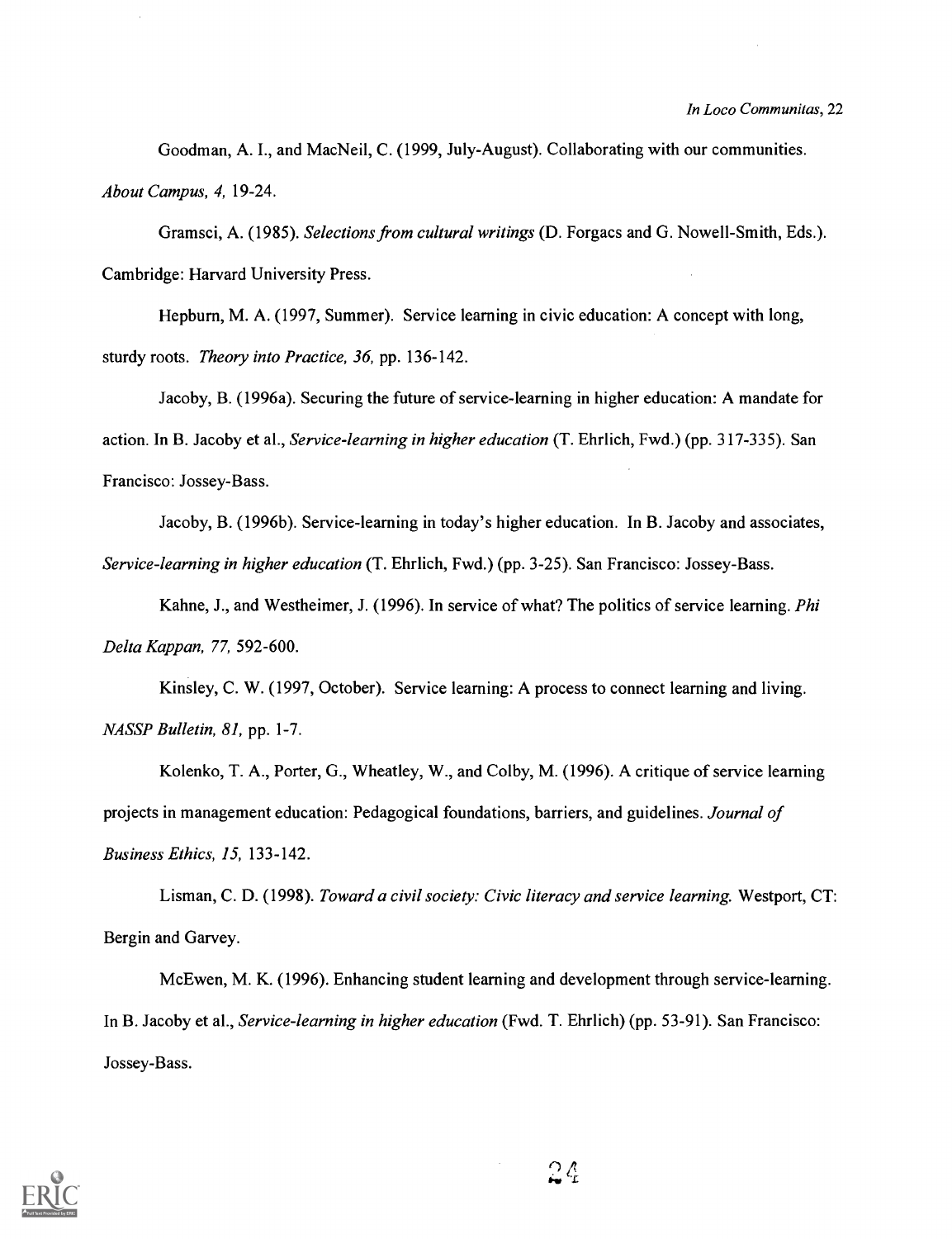Goodman, A. I., and MacNeil, C. (1999, July-August). Collaborating with our communities. *About Campus, 4,* 19-24.

Gramsci, A. (1985). *Selections from cultural writings* (D. Forgacs and G. Nowell-Smith, Eds.). Cambridge: Harvard University Press.

Hepburn, M. A. (1997, Summer). Service learning in civic education: A concept with long, sturdy roots. *Theory into Practice, 36,* pp. 136-142.

Jacoby, B. (1996a). Securing the future of service-learning in higher education: A mandate for action. In B. Jacoby et al., *Service-learning in higher education* (T. Ehrlich, Fwd.) (pp. 317-335). San Francisco: Jossey-Bass.

Jacoby, B. (1996b). Service-learning in today's higher education. In B. Jacoby and associates, *Service-learning in higher education* (T. Ehrlich, Fwd.) (pp. 3-25). San Francisco: Jossey-Bass.

Kahne, J., and Westheimer, J. (1996). In service of what? The politics of service learning. *Phi Delta Kappan, 77,* 592-600.

Kinsley, C. W. (1997, October). Service learning: A process to connect learning and living. *NASSP Bulletin, 81,* pp. 1-7.

Kolenko, T. A., Porter, G., Wheatley, W., and Colby, M. (1996). A critique of service learning projects in management education: Pedagogical foundations, barriers, and guidelines. *Journal of Business Ethics, 15,* 133-142.

Lisman, C. D. (1998). *Toward a civil society: Civic literacy and service learning.* Westport, CT: Bergin and Garvey.

McEwen, M. K. (1996). Enhancing student learning and development through service-learning. In B. Jacoby et al., *Service-learning in higher education* (Fwd. T. Ehrlich) (pp. 53-91). San Francisco: Jossey-Bass.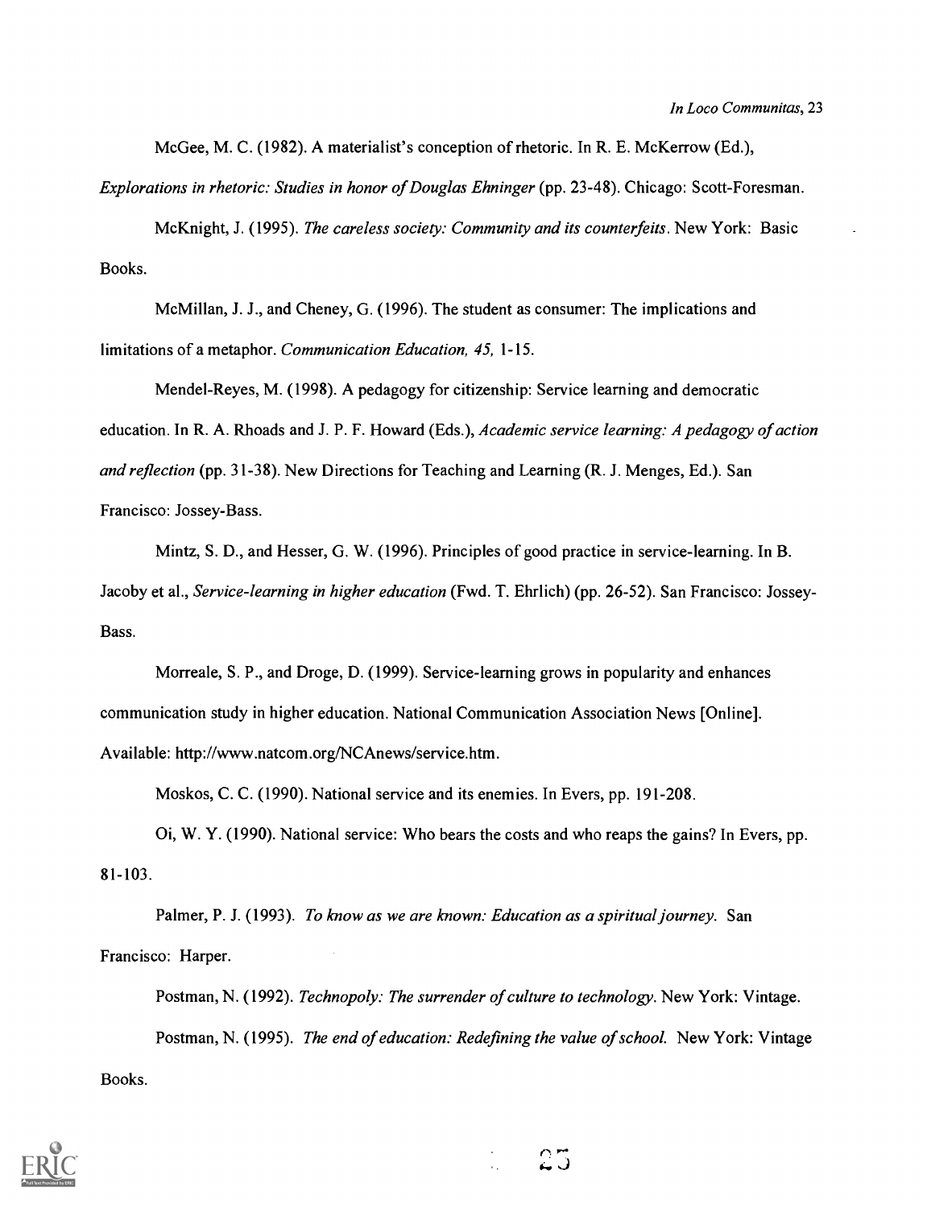McGee, M. C. (1982). A materialist's conception of rhetoric. In R. E. McKerrow (Ed.), *Explorations in rhetoric: Studies in honor of Douglas Ehninger* (pp. 23-48). Chicago: Scott-Foresman.

McKnight, J. (1995). *The careless society: Community and its counterfeits*. New York: Basic Books.

McMillan, J. J., and Cheney, G. (1996). The student as consumer: The implications and limitations of a metaphor. *Communication Education, 45,* 1-15.

Mendel-Reyes, M. (1998). A pedagogy for citizenship: Service learning and democratic education. In R. A. Rhoads and J. P. F. Howard (Eds.), *Academic service learning: A pedagogy of action and reflection* (pp. 31-38). New Directions for Teaching and Learning (R. J. Menges, Ed.). San Francisco: Jossey-Bass.

Mintz, S. D., and Hesser, G. W. (1996). Principles of good practice in service-learning. In B. Jacoby et al., *Service-learning in higher education* (Fwd. T. Ehrlich) (pp. 26-52). San Francisco: Jossey-Bass.

Morreale, S. P., and Droge, D. (1999). Service-learning grows in popularity and enhances communication study in higher education. National Communication Association News [Online]. Available: http://www.natcom.org/NCAnews/service.htm.

Moskos, C. C. (1990). National service and its enemies. In Evers, pp. 191-208.

Oi, W. Y. (1990). National service: Who bears the costs and who reaps the gains? In Evers, pp. 81-103.

Palmer, P. J. (1993). *To know as we are known: Education as a spiritual journey.* San Francisco: Harper.

Postman, N. (1992). *Technopoly: The surrender of culture to technology.* New York: Vintage.

Postman, N. (1995). *The end of education: Redefining the value of school.* New York: Vintage Books.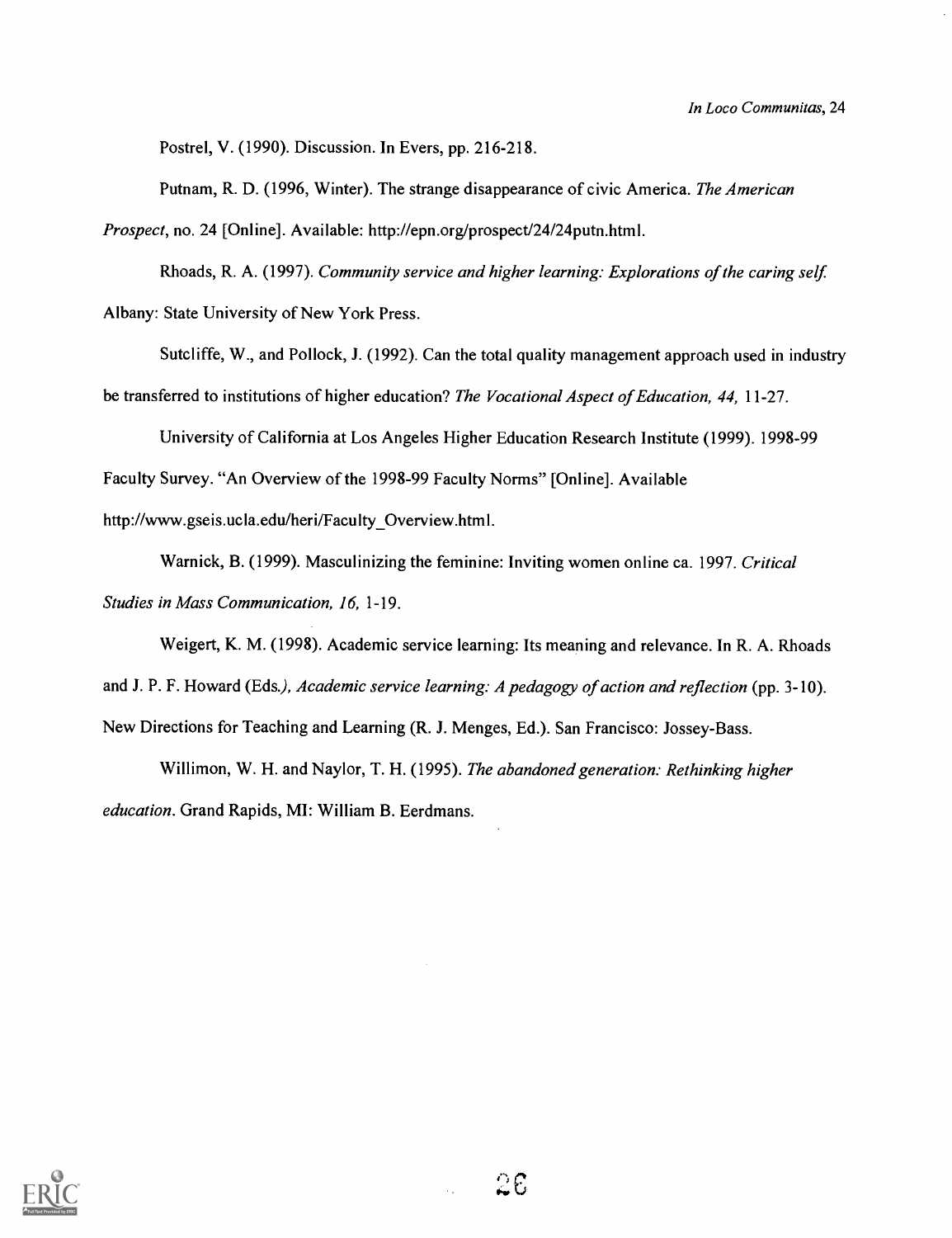Postrel, V. (1990). Discussion. In Evers, pp. 216-218.

Putnam, R. D. (1996, Winter). The strange disappearance of civic America. *The American Prospect*, no. 24 [Online]. Available: http://epn.org/prospect/24/24putn.html.

Rhoads, R. A. (1997). *Community service and higher learning: Explorations of the caring self.* Albany: State University of New York Press.

Sutcliffe, W., and Pollock, J. (1992). Can the total quality management approach used in industry be transferred to institutions of higher education? *The Vocational Aspect of Education, 44,* 11-27.

University of California at Los Angeles Higher Education Research Institute (1999). 1998-99 Faculty Survey. "An Overview of the 1998-99 Faculty Norms" [Online]. Available http://www.gseis.ucla.edu/heri/Faculty_Overview.html.

Warnick, B. (1999). Masculinizing the feminine: Inviting women online ca. 1997. *Critical Studies in Mass Communication, 16,* 1-19.

Weigert, K. M. (1998). Academic service learning: Its meaning and relevance. In R. A. Rhoads and J. P. F. Howard (Eds.), *Academic service learning: A pedagogy of action and reflection* (pp. 3-10). New Directions for Teaching and Learning (R. J. Menges, Ed.). San Francisco: Jossey-Bass.

Willimon, W. H. and Naylor, T. H. (1995). *The abandoned generation: Rethinking higher education*. Grand Rapids, MI: William B. Eerdmans.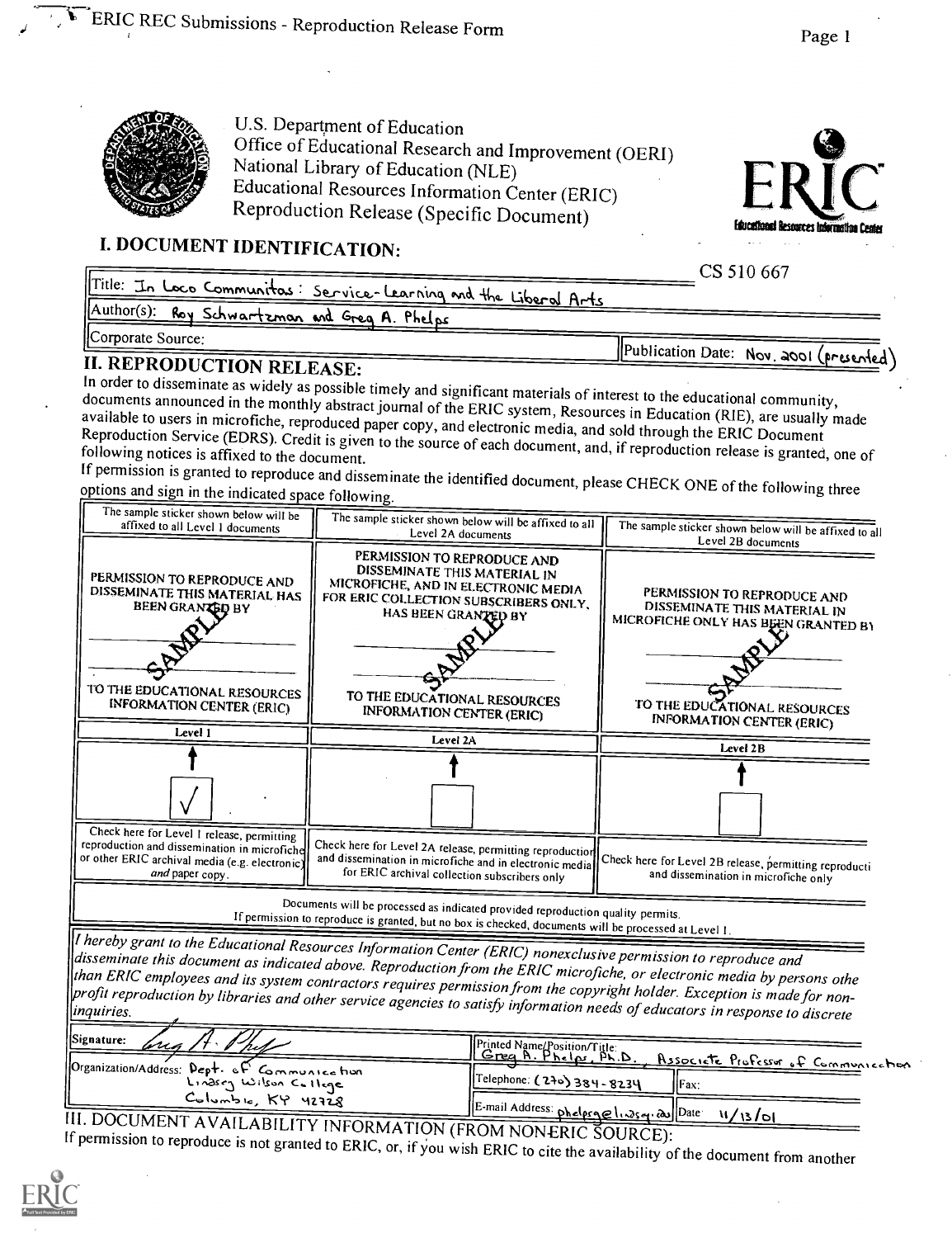U.S. Department of Education
Office of Educational Research and Improvement (OERI)
National Library of Education (NLE)
Educational Resources Information Center (ERIC)
Reproduction Release (Specific Document)

## I. DOCUMENT IDENTIFICATION:

CS 510 667

| | |
|---|---|
| Title: In Loco Communitas: Service-Learning and the Liberal Arts | |
| Author(s): Roy Schwartzman and Greg A. Phelps | |
| Corporate Source: | Publication Date: Nov. 2001 (presented) |

## II. REPRODUCTION RELEASE:

In order to disseminate as widely as possible timely and significant materials of interest to the educational community, documents announced in the monthly abstract journal of the ERIC system, Resources in Education (RIE), are usually made available to users in microfiche, reproduced paper copy, and electronic media, and sold through the ERIC Document Reproduction Service (EDRS). Credit is given to the source of each document, and, if reproduction release is granted, one of following notices is affixed to the document.

If permission is granted to reproduce and disseminate the identified document, please CHECK ONE of the following three options and sign in the indicated space following.

| The sample sticker shown below will be affixed to all Level 1 documents | The sample sticker shown below will be affixed to all Level 2A documents | The sample sticker shown below will be affixed to all Level 2B documents |
|---|---|---|
| PERMISSION TO REPRODUCE AND DISSEMINATE THIS MATERIAL HAS BEEN GRANTED BY SAMPLE TO THE EDUCATIONAL RESOURCES INFORMATION CENTER (ERIC) | PERMISSION TO REPRODUCE AND DISSEMINATE THIS MATERIAL IN MICROFICHE, AND IN ELECTRONIC MEDIA FOR ERIC COLLECTION SUBSCRIBERS ONLY, HAS BEEN GRANTED BY SAMPLE TO THE EDUCATIONAL RESOURCES INFORMATION CENTER (ERIC) | PERMISSION TO REPRODUCE AND DISSEMINATE THIS MATERIAL IN MICROFICHE ONLY HAS BEEN GRANTED BY SAMPLE TO THE EDUCATIONAL RESOURCES INFORMATION CENTER (ERIC) |
| Level 1 | Level 2A | Level 2B |
| ✓ | ☐ | ☐ |
| Check here for Level 1 release, permitting reproduction and dissemination in microfiche or other ERIC archival media (e.g. electronic) *and* paper copy. | Check here for Level 2A release, permitting reproduction and dissemination in microfiche and in electronic media for ERIC archival collection subscribers only | Check here for Level 2B release, permitting reproducti and dissemination in microfiche only |

Documents will be processed as indicated provided reproduction quality permits.
If permission to reproduce is granted, but no box is checked, documents will be processed at Level 1.

*I hereby grant to the Educational Resources Information Center (ERIC) nonexclusive permission to reproduce and disseminate this document as indicated above. Reproduction from the ERIC microfiche, or electronic media by persons othe than ERIC employees and its system contractors requires permission from the copyright holder. Exception is made for non-profit reproduction by libraries and other service agencies to satisfy information needs of educators in response to discrete inquiries.*

| | | |
|---|---|---|
| Signature: Greg A. Phelps | Printed Name/Position/Title: Greg A. Phelps, Ph.D., Associate Professor of Communication | |
| Organization/Address: Dept. of Communication, Lindsey Wilson College, Columbia, KY 42728 | Telephone: (270) 384-8234 | Fax: |
| | E-mail Address: phelpsg@lindsey.edu | Date: 11/13/01 |

## III. DOCUMENT AVAILABILITY INFORMATION (FROM NON-ERIC SOURCE):

If permission to reproduce is not granted to ERIC, or, if you wish ERIC to cite the availability of the document from another